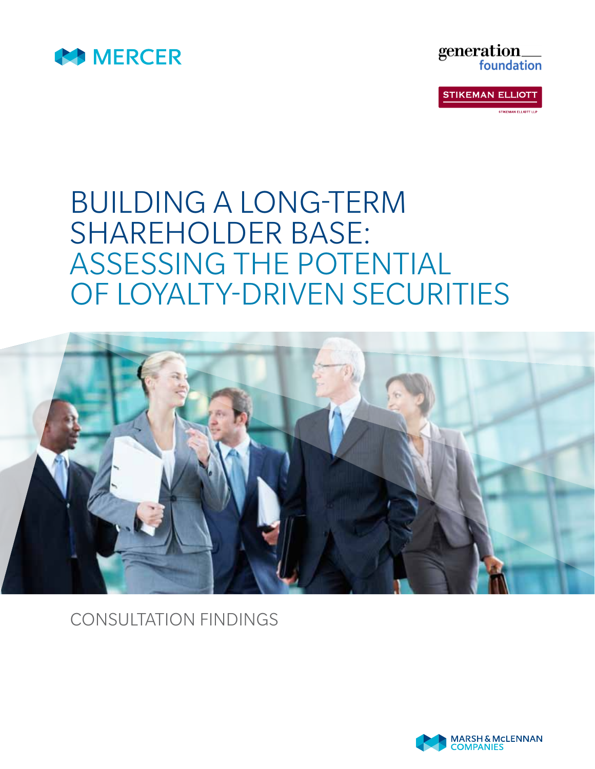MERCER

generation foundation

STIKEMAN ELLIOTT

# BUILDING A LONG-TERM SHAREHOLDER BASE: ASSESSING THE POTENTIAL OF LOYALTY-DRIVEN SECURITIES

CONSULTATION FINDINGS

MARSH & McLENNAN COMPANIES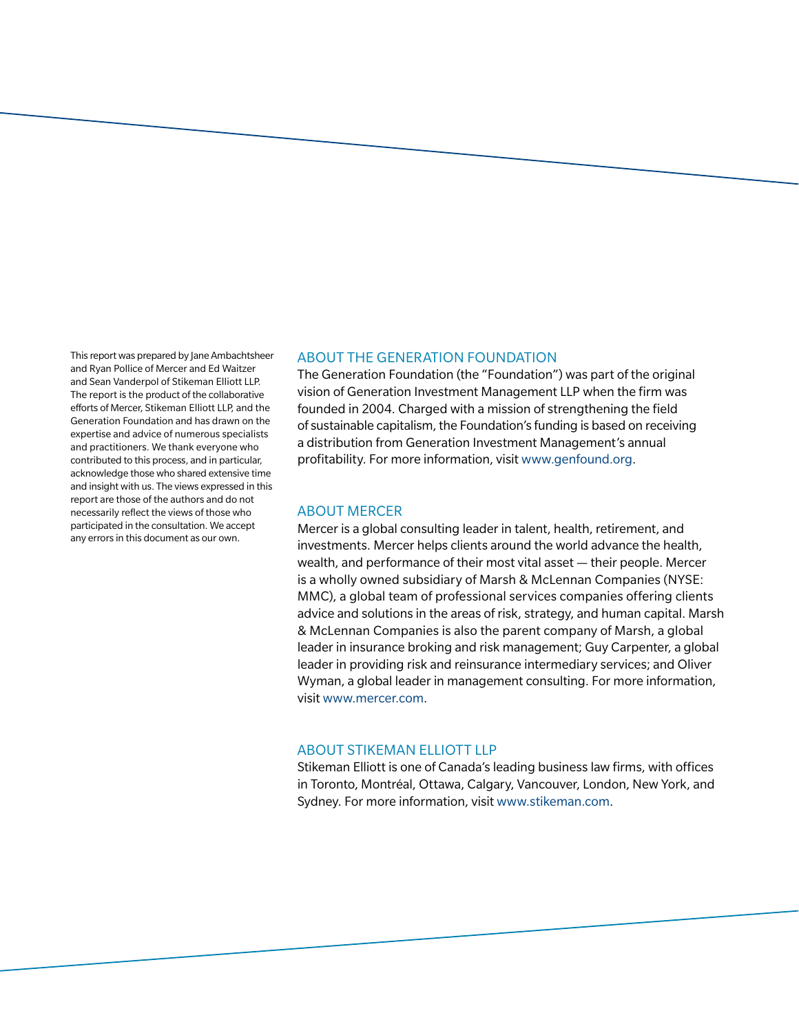This report was prepared by Jane Ambachtsheer and Ryan Pollice of Mercer and Ed Waitzer and Sean Vanderpol of Stikeman Elliott LLP. The report is the product of the collaborative efforts of Mercer, Stikeman Elliott LLP, and the Generation Foundation and has drawn on the expertise and advice of numerous specialists and practitioners. We thank everyone who contributed to this process, and in particular, acknowledge those who shared extensive time and insight with us. The views expressed in this report are those of the authors and do not necessarily reflect the views of those who participated in the consultation. We accept any errors in this document as our own.

## ABOUT THE GENERATION FOUNDATION

The Generation Foundation (the "Foundation") was part of the original vision of Generation Investment Management LLP when the firm was founded in 2004. Charged with a mission of strengthening the field of sustainable capitalism, the Foundation's funding is based on receiving a distribution from Generation Investment Management's annual profitability. For more information, visit www.genfound.org.

## ABOUT MERCER

Mercer is a global consulting leader in talent, health, retirement, and investments. Mercer helps clients around the world advance the health, wealth, and performance of their most vital asset — their people. Mercer is a wholly owned subsidiary of Marsh & McLennan Companies (NYSE: MMC), a global team of professional services companies offering clients advice and solutions in the areas of risk, strategy, and human capital. Marsh & McLennan Companies is also the parent company of Marsh, a global leader in insurance broking and risk management; Guy Carpenter, a global leader in providing risk and reinsurance intermediary services; and Oliver Wyman, a global leader in management consulting. For more information, visit www.mercer.com.

## ABOUT STIKEMAN ELLIOTT LLP

Stikeman Elliott is one of Canada's leading business law firms, with offices in Toronto, Montréal, Ottawa, Calgary, Vancouver, London, New York, and Sydney. For more information, visit www.stikeman.com.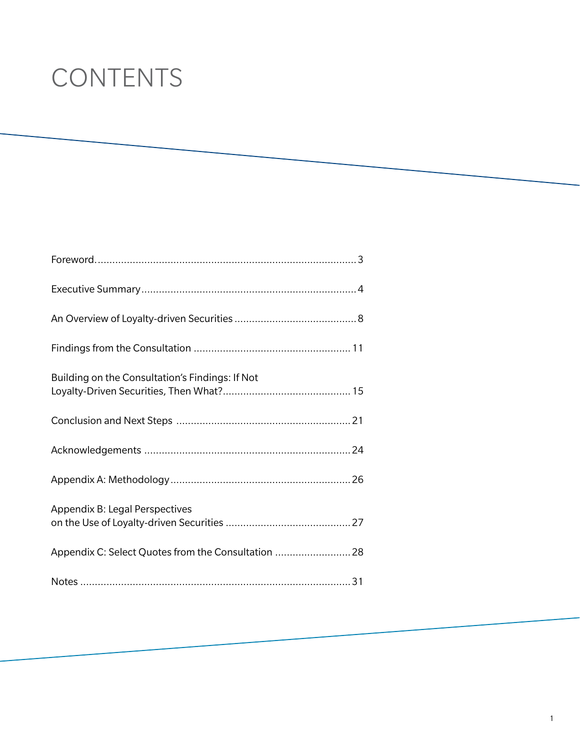# CONTENTS

Foreword...3

Executive Summary...4

An Overview of Loyalty-driven Securities...8

Findings from the Consultation...11

Building on the Consultation's Findings: If Not Loyalty-Driven Securities, Then What?...15

Conclusion and Next Steps...21

Acknowledgements...24

Appendix A: Methodology...26

Appendix B: Legal Perspectives on the Use of Loyalty-driven Securities...27

Appendix C: Select Quotes from the Consultation...28

Notes...31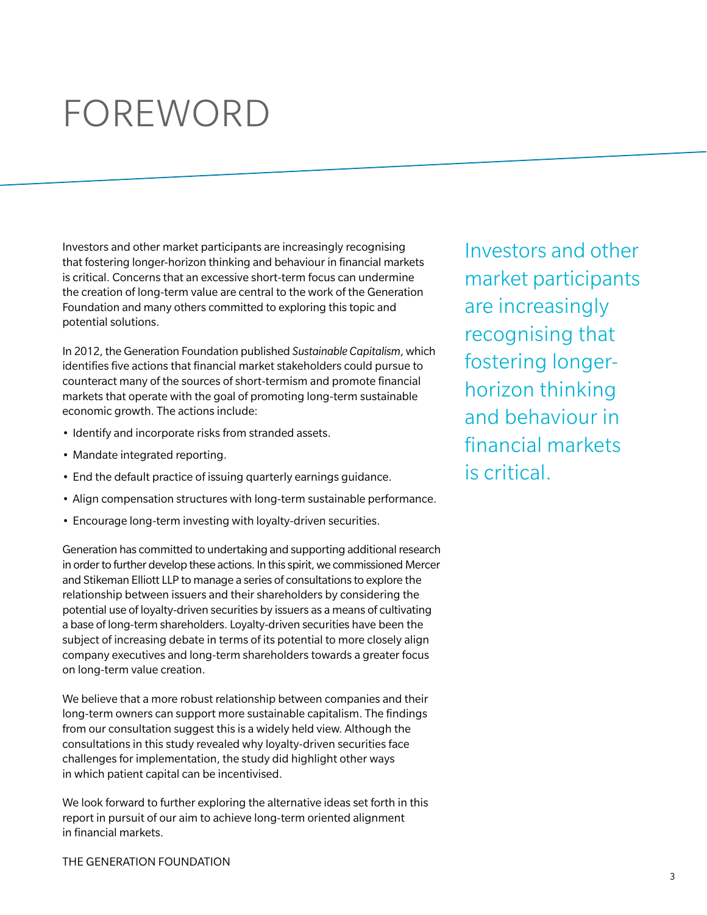# FOREWORD

Investors and other market participants are increasingly recognising that fostering longer-horizon thinking and behaviour in financial markets is critical. Concerns that an excessive short-term focus can undermine the creation of long-term value are central to the work of the Generation Foundation and many others committed to exploring this topic and potential solutions.

In 2012, the Generation Foundation published *Sustainable Capitalism*, which identifies five actions that financial market stakeholders could pursue to counteract many of the sources of short-termism and promote financial markets that operate with the goal of promoting long-term sustainable economic growth. The actions include:

- Identify and incorporate risks from stranded assets.
- Mandate integrated reporting.
- End the default practice of issuing quarterly earnings guidance.
- Align compensation structures with long-term sustainable performance.
- Encourage long-term investing with loyalty-driven securities.

Generation has committed to undertaking and supporting additional research in order to further develop these actions. In this spirit, we commissioned Mercer and Stikeman Elliott LLP to manage a series of consultations to explore the relationship between issuers and their shareholders by considering the potential use of loyalty-driven securities by issuers as a means of cultivating a base of long-term shareholders. Loyalty-driven securities have been the subject of increasing debate in terms of its potential to more closely align company executives and long-term shareholders towards a greater focus on long-term value creation.

We believe that a more robust relationship between companies and their long-term owners can support more sustainable capitalism. The findings from our consultation suggest this is a widely held view. Although the consultations in this study revealed why loyalty-driven securities face challenges for implementation, the study did highlight other ways in which patient capital can be incentivised.

We look forward to further exploring the alternative ideas set forth in this report in pursuit of our aim to achieve long-term oriented alignment in financial markets.

THE GENERATION FOUNDATION

Investors and other market participants are increasingly recognising that fostering longer-horizon thinking and behaviour in financial markets is critical.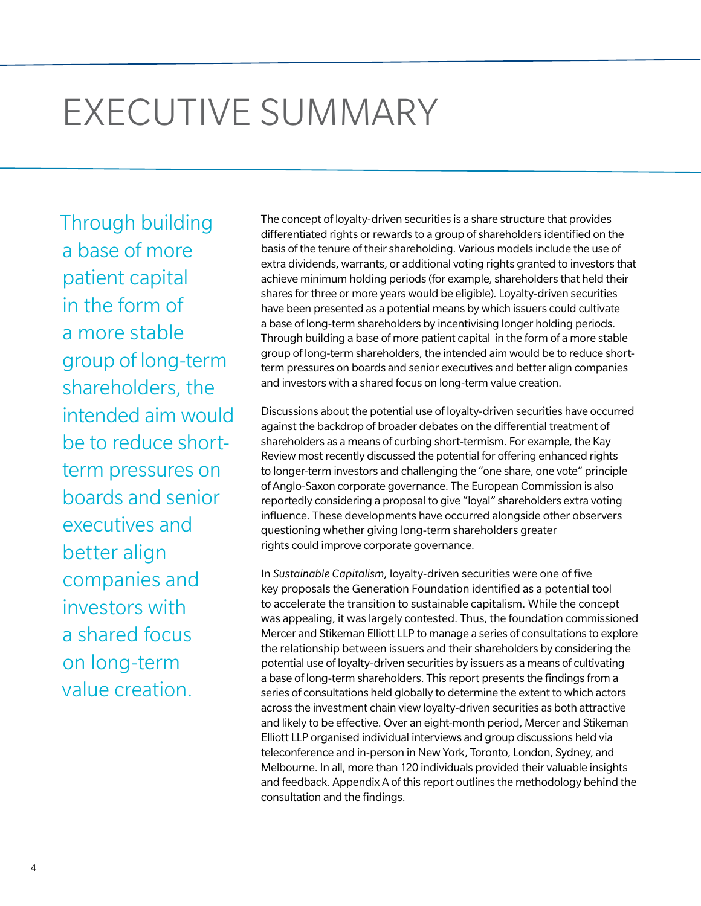# EXECUTIVE SUMMARY

> Through building a base of more patient capital in the form of a more stable group of long-term shareholders, the intended aim would be to reduce short-term pressures on boards and senior executives and better align companies and investors with a shared focus on long-term value creation.

The concept of loyalty-driven securities is a share structure that provides differentiated rights or rewards to a group of shareholders identified on the basis of the tenure of their shareholding. Various models include the use of extra dividends, warrants, or additional voting rights granted to investors that achieve minimum holding periods (for example, shareholders that held their shares for three or more years would be eligible). Loyalty-driven securities have been presented as a potential means by which issuers could cultivate a base of long-term shareholders by incentivising longer holding periods. Through building a base of more patient capital in the form of a more stable group of long-term shareholders, the intended aim would be to reduce short-term pressures on boards and senior executives and better align companies and investors with a shared focus on long-term value creation.

Discussions about the potential use of loyalty-driven securities have occurred against the backdrop of broader debates on the differential treatment of shareholders as a means of curbing short-termism. For example, the Kay Review most recently discussed the potential for offering enhanced rights to longer-term investors and challenging the "one share, one vote" principle of Anglo-Saxon corporate governance. The European Commission is also reportedly considering a proposal to give "loyal" shareholders extra voting influence. These developments have occurred alongside other observers questioning whether giving long-term shareholders greater rights could improve corporate governance.

In *Sustainable Capitalism*, loyalty-driven securities were one of five key proposals the Generation Foundation identified as a potential tool to accelerate the transition to sustainable capitalism. While the concept was appealing, it was largely contested. Thus, the foundation commissioned Mercer and Stikeman Elliott LLP to manage a series of consultations to explore the relationship between issuers and their shareholders by considering the potential use of loyalty-driven securities by issuers as a means of cultivating a base of long-term shareholders. This report presents the findings from a series of consultations held globally to determine the extent to which actors across the investment chain view loyalty-driven securities as both attractive and likely to be effective. Over an eight-month period, Mercer and Stikeman Elliott LLP organised individual interviews and group discussions held via teleconference and in-person in New York, Toronto, London, Sydney, and Melbourne. In all, more than 120 individuals provided their valuable insights and feedback. Appendix A of this report outlines the methodology behind the consultation and the findings.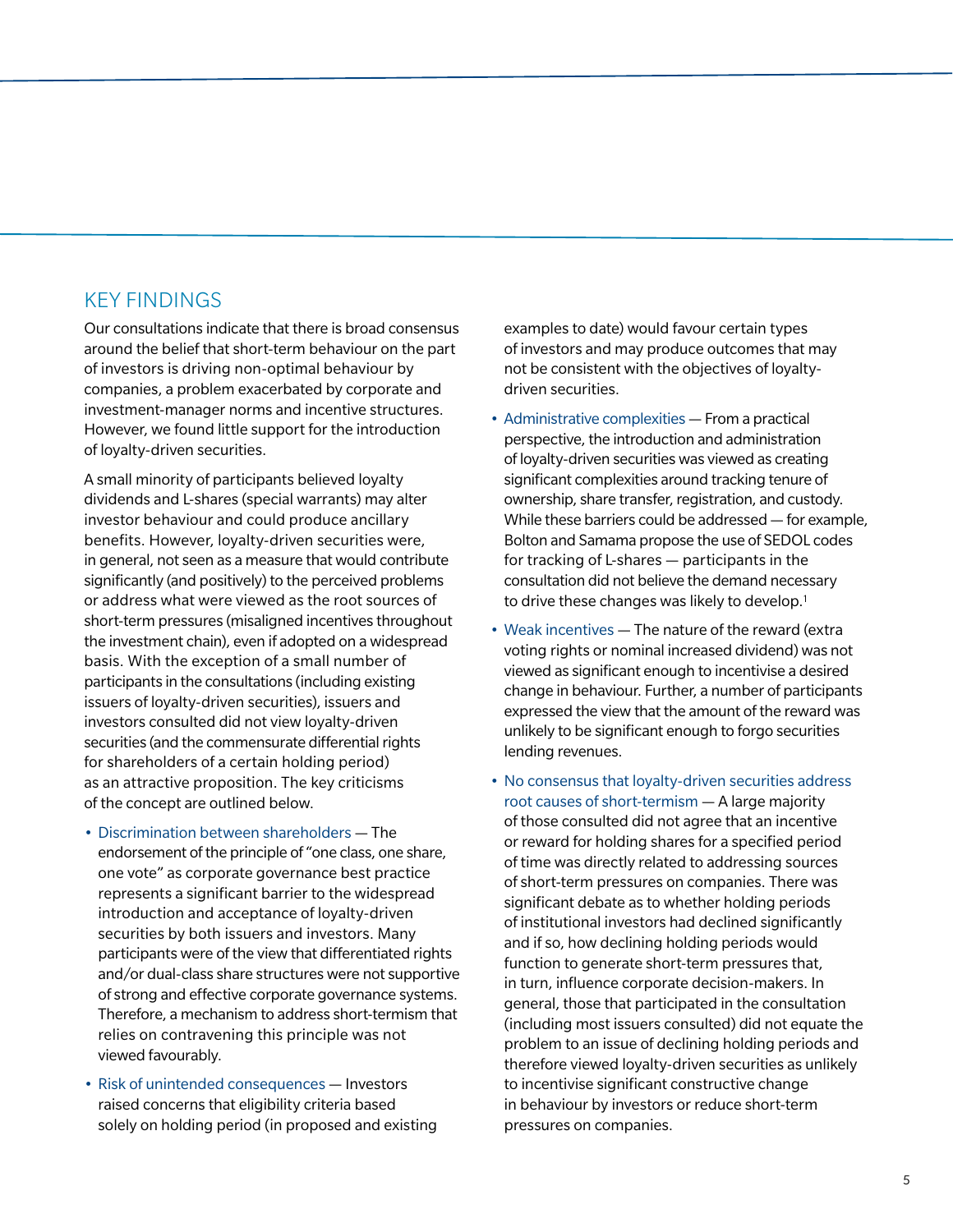## KEY FINDINGS

Our consultations indicate that there is broad consensus around the belief that short-term behaviour on the part of investors is driving non-optimal behaviour by companies, a problem exacerbated by corporate and investment-manager norms and incentive structures. However, we found little support for the introduction of loyalty-driven securities.

A small minority of participants believed loyalty dividends and L-shares (special warrants) may alter investor behaviour and could produce ancillary benefits. However, loyalty-driven securities were, in general, not seen as a measure that would contribute significantly (and positively) to the perceived problems or address what were viewed as the root sources of short-term pressures (misaligned incentives throughout the investment chain), even if adopted on a widespread basis. With the exception of a small number of participants in the consultations (including existing issuers of loyalty-driven securities), issuers and investors consulted did not view loyalty-driven securities (and the commensurate differential rights for shareholders of a certain holding period) as an attractive proposition. The key criticisms of the concept are outlined below.

- Discrimination between shareholders — The endorsement of the principle of "one class, one share, one vote" as corporate governance best practice represents a significant barrier to the widespread introduction and acceptance of loyalty-driven securities by both issuers and investors. Many participants were of the view that differentiated rights and/or dual-class share structures were not supportive of strong and effective corporate governance systems. Therefore, a mechanism to address short-termism that relies on contravening this principle was not viewed favourably.
- Risk of unintended consequences — Investors raised concerns that eligibility criteria based solely on holding period (in proposed and existing examples to date) would favour certain types of investors and may produce outcomes that may not be consistent with the objectives of loyalty-driven securities.
- Administrative complexities — From a practical perspective, the introduction and administration of loyalty-driven securities was viewed as creating significant complexities around tracking tenure of ownership, share transfer, registration, and custody. While these barriers could be addressed — for example, Bolton and Samama propose the use of SEDOL codes for tracking of L-shares — participants in the consultation did not believe the demand necessary to drive these changes was likely to develop.[1]
- Weak incentives — The nature of the reward (extra voting rights or nominal increased dividend) was not viewed as significant enough to incentivise a desired change in behaviour. Further, a number of participants expressed the view that the amount of the reward was unlikely to be significant enough to forgo securities lending revenues.
- No consensus that loyalty-driven securities address root causes of short-termism — A large majority of those consulted did not agree that an incentive or reward for holding shares for a specified period of time was directly related to addressing sources of short-term pressures on companies. There was significant debate as to whether holding periods of institutional investors had declined significantly and if so, how declining holding periods would function to generate short-term pressures that, in turn, influence corporate decision-makers. In general, those that participated in the consultation (including most issuers consulted) did not equate the problem to an issue of declining holding periods and therefore viewed loyalty-driven securities as unlikely to incentivise significant constructive change in behaviour by investors or reduce short-term pressures on companies.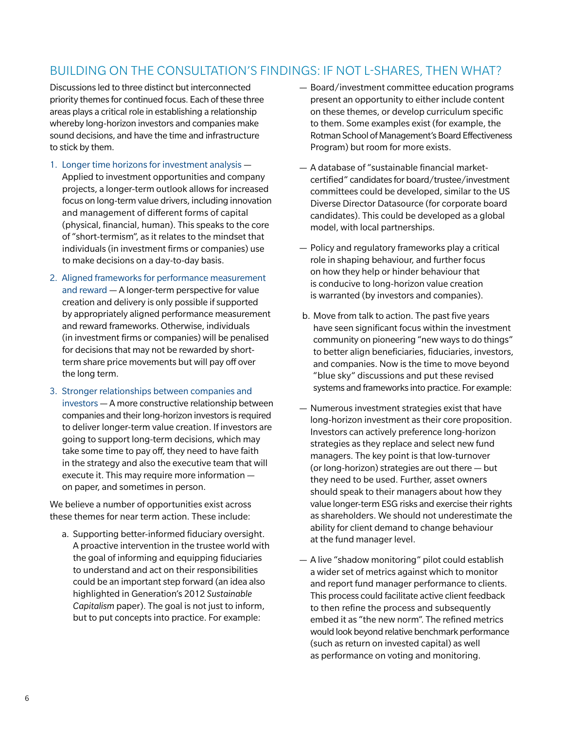## BUILDING ON THE CONSULTATION'S FINDINGS: IF NOT L-SHARES, THEN WHAT?

Discussions led to three distinct but interconnected priority themes for continued focus. Each of these three areas plays a critical role in establishing a relationship whereby long-horizon investors and companies make sound decisions, and have the time and infrastructure to stick by them.

1. Longer time horizons for investment analysis — Applied to investment opportunities and company projects, a longer-term outlook allows for increased focus on long-term value drivers, including innovation and management of different forms of capital (physical, financial, human). This speaks to the core of "short-termism", as it relates to the mindset that individuals (in investment firms or companies) use to make decisions on a day-to-day basis.
2. Aligned frameworks for performance measurement and reward — A longer-term perspective for value creation and delivery is only possible if supported by appropriately aligned performance measurement and reward frameworks. Otherwise, individuals (in investment firms or companies) will be penalised for decisions that may not be rewarded by short-term share price movements but will pay off over the long term.
3. Stronger relationships between companies and investors — A more constructive relationship between companies and their long-horizon investors is required to deliver longer-term value creation. If investors are going to support long-term decisions, which may take some time to pay off, they need to have faith in the strategy and also the executive team that will execute it. This may require more information — on paper, and sometimes in person.

We believe a number of opportunities exist across these themes for near term action. These include:

a. Supporting better-informed fiduciary oversight. A proactive intervention in the trustee world with the goal of informing and equipping fiduciaries to understand and act on their responsibilities could be an important step forward (an idea also highlighted in Generation's 2012 *Sustainable Capitalism* paper). The goal is not just to inform, but to put concepts into practice. For example:

- Board/investment committee education programs present an opportunity to either include content on these themes, or develop curriculum specific to them. Some examples exist (for example, the Rotman School of Management's Board Effectiveness Program) but room for more exists.
- A database of "sustainable financial market-certified" candidates for board/trustee/investment committees could be developed, similar to the US Diverse Director Datasource (for corporate board candidates). This could be developed as a global model, with local partnerships.
- Policy and regulatory frameworks play a critical role in shaping behaviour, and further focus on how they help or hinder behaviour that is conducive to long-horizon value creation is warranted (by investors and companies).

b. Move from talk to action. The past five years have seen significant focus within the investment community on pioneering "new ways to do things" to better align beneficiaries, fiduciaries, investors, and companies. Now is the time to move beyond "blue sky" discussions and put these revised systems and frameworks into practice. For example:

- Numerous investment strategies exist that have long-horizon investment as their core proposition. Investors can actively preference long-horizon strategies as they replace and select new fund managers. The key point is that low-turnover (or long-horizon) strategies are out there — but they need to be used. Further, asset owners should speak to their managers about how they value longer-term ESG risks and exercise their rights as shareholders. We should not underestimate the ability for client demand to change behaviour at the fund manager level.
- A live "shadow monitoring" pilot could establish a wider set of metrics against which to monitor and report fund manager performance to clients. This process could facilitate active client feedback to then refine the process and subsequently embed it as "the new norm". The refined metrics would look beyond relative benchmark performance (such as return on invested capital) as well as performance on voting and monitoring.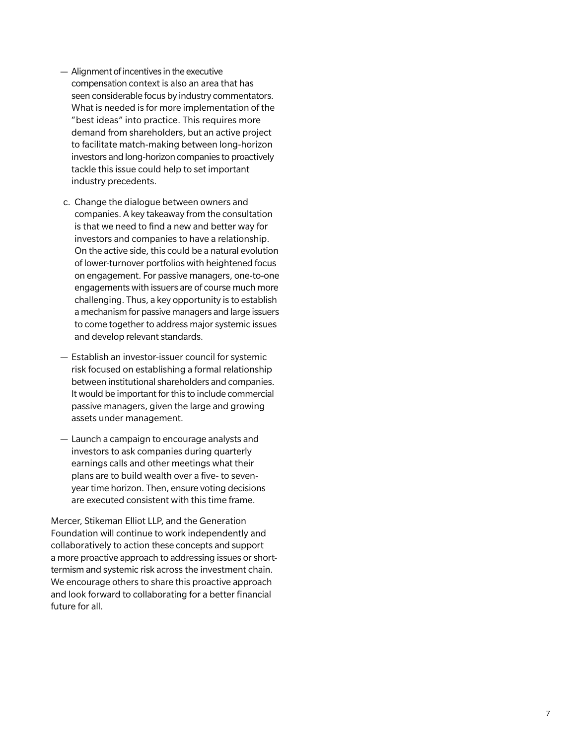— Alignment of incentives in the executive compensation context is also an area that has seen considerable focus by industry commentators. What is needed is for more implementation of the "best ideas" into practice. This requires more demand from shareholders, but an active project to facilitate match-making between long-horizon investors and long-horizon companies to proactively tackle this issue could help to set important industry precedents.

c. Change the dialogue between owners and companies. A key takeaway from the consultation is that we need to find a new and better way for investors and companies to have a relationship. On the active side, this could be a natural evolution of lower-turnover portfolios with heightened focus on engagement. For passive managers, one-to-one engagements with issuers are of course much more challenging. Thus, a key opportunity is to establish a mechanism for passive managers and large issuers to come together to address major systemic issues and develop relevant standards.

— Establish an investor-issuer council for systemic risk focused on establishing a formal relationship between institutional shareholders and companies. It would be important for this to include commercial passive managers, given the large and growing assets under management.

— Launch a campaign to encourage analysts and investors to ask companies during quarterly earnings calls and other meetings what their plans are to build wealth over a five- to seven-year time horizon. Then, ensure voting decisions are executed consistent with this time frame.

Mercer, Stikeman Elliot LLP, and the Generation Foundation will continue to work independently and collaboratively to action these concepts and support a more proactive approach to addressing issues or short-termism and systemic risk across the investment chain. We encourage others to share this proactive approach and look forward to collaborating for a better financial future for all.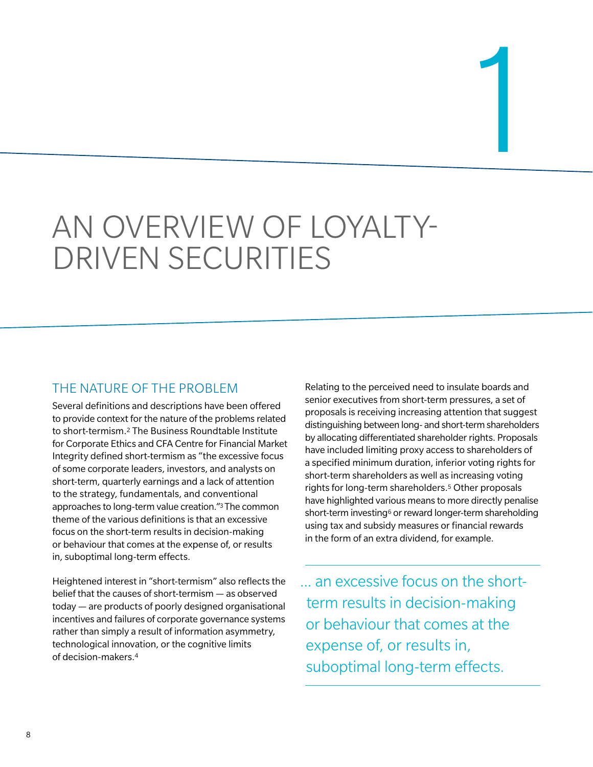# 1

# AN OVERVIEW OF LOYALTY-DRIVEN SECURITIES

## THE NATURE OF THE PROBLEM

Several definitions and descriptions have been offered to provide context for the nature of the problems related to short-termism.[2] The Business Roundtable Institute for Corporate Ethics and CFA Centre for Financial Market Integrity defined short-termism as "the excessive focus of some corporate leaders, investors, and analysts on short-term, quarterly earnings and a lack of attention to the strategy, fundamentals, and conventional approaches to long-term value creation."[3] The common theme of the various definitions is that an excessive focus on the short-term results in decision-making or behaviour that comes at the expense of, or results in, suboptimal long-term effects.

Heightened interest in "short-termism" also reflects the belief that the causes of short-termism — as observed today — are products of poorly designed organisational incentives and failures of corporate governance systems rather than simply a result of information asymmetry, technological innovation, or the cognitive limits of decision-makers.[4]

Relating to the perceived need to insulate boards and senior executives from short-term pressures, a set of proposals is receiving increasing attention that suggest distinguishing between long- and short-term shareholders by allocating differentiated shareholder rights. Proposals have included limiting proxy access to shareholders of a specified minimum duration, inferior voting rights for short-term shareholders as well as increasing voting rights for long-term shareholders.[5] Other proposals have highlighted various means to more directly penalise short-term investing[6] or reward longer-term shareholding using tax and subsidy measures or financial rewards in the form of an extra dividend, for example.

> ... an excessive focus on the short-term results in decision-making or behaviour that comes at the expense of, or results in, suboptimal long-term effects.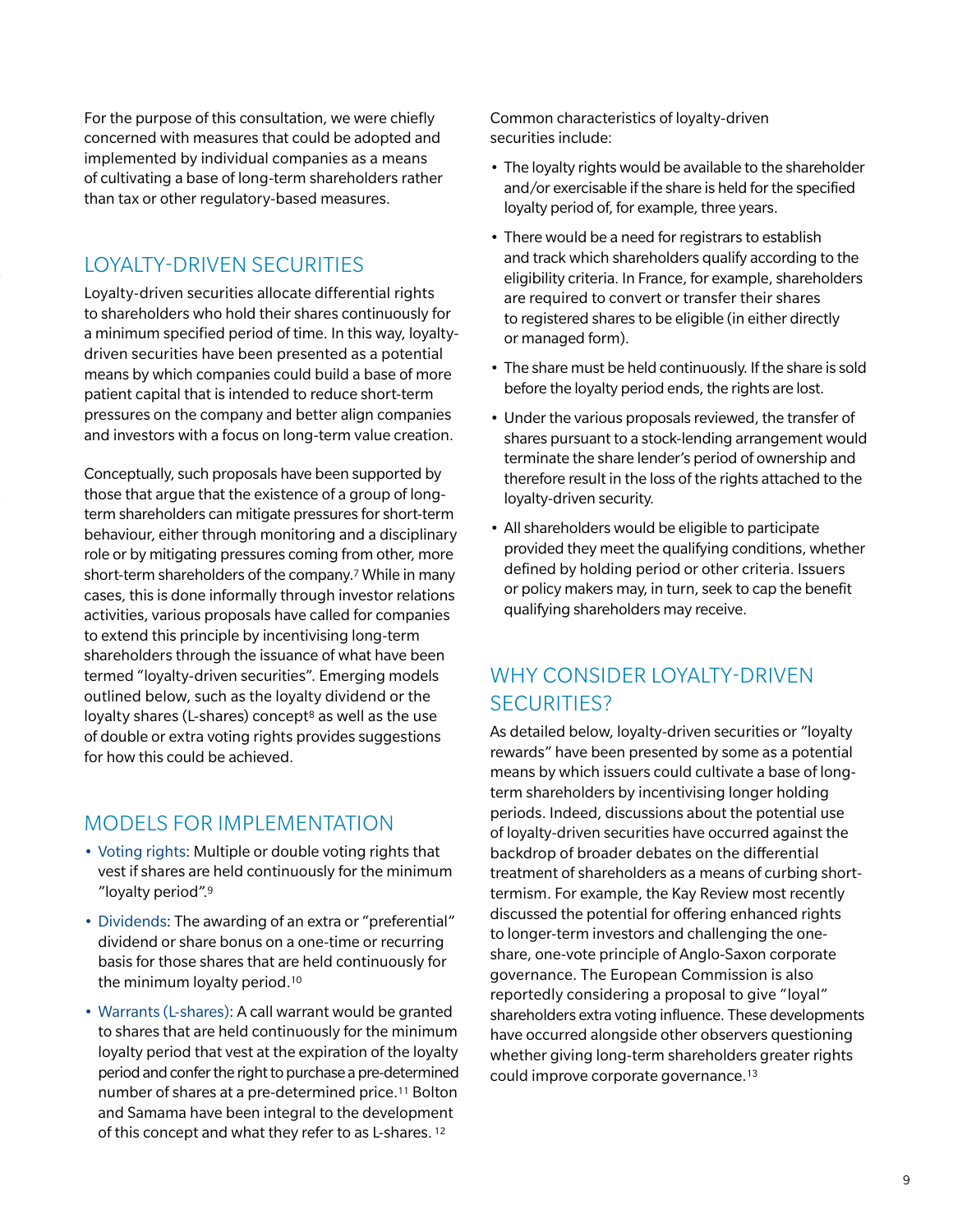For the purpose of this consultation, we were chiefly concerned with measures that could be adopted and implemented by individual companies as a means of cultivating a base of long-term shareholders rather than tax or other regulatory-based measures.

## LOYALTY-DRIVEN SECURITIES

Loyalty-driven securities allocate differential rights to shareholders who hold their shares continuously for a minimum specified period of time. In this way, loyalty-driven securities have been presented as a potential means by which companies could build a base of more patient capital that is intended to reduce short-term pressures on the company and better align companies and investors with a focus on long-term value creation.

Conceptually, such proposals have been supported by those that argue that the existence of a group of long-term shareholders can mitigate pressures for short-term behaviour, either through monitoring and a disciplinary role or by mitigating pressures coming from other, more short-term shareholders of the company.[7] While in many cases, this is done informally through investor relations activities, various proposals have called for companies to extend this principle by incentivising long-term shareholders through the issuance of what have been termed "loyalty-driven securities". Emerging models outlined below, such as the loyalty dividend or the loyalty shares (L-shares) concept[8] as well as the use of double or extra voting rights provides suggestions for how this could be achieved.

## MODELS FOR IMPLEMENTATION

- Voting rights: Multiple or double voting rights that vest if shares are held continuously for the minimum "loyalty period".[9]
- Dividends: The awarding of an extra or "preferential" dividend or share bonus on a one-time or recurring basis for those shares that are held continuously for the minimum loyalty period.[10]
- Warrants (L-shares): A call warrant would be granted to shares that are held continuously for the minimum loyalty period that vest at the expiration of the loyalty period and confer the right to purchase a pre-determined number of shares at a pre-determined price.[11] Bolton and Samama have been integral to the development of this concept and what they refer to as L-shares.[12]

Common characteristics of loyalty-driven securities include:

- The loyalty rights would be available to the shareholder and/or exercisable if the share is held for the specified loyalty period of, for example, three years.
- There would be a need for registrars to establish and track which shareholders qualify according to the eligibility criteria. In France, for example, shareholders are required to convert or transfer their shares to registered shares to be eligible (in either directly or managed form).
- The share must be held continuously. If the share is sold before the loyalty period ends, the rights are lost.
- Under the various proposals reviewed, the transfer of shares pursuant to a stock-lending arrangement would terminate the share lender's period of ownership and therefore result in the loss of the rights attached to the loyalty-driven security.
- All shareholders would be eligible to participate provided they meet the qualifying conditions, whether defined by holding period or other criteria. Issuers or policy makers may, in turn, seek to cap the benefit qualifying shareholders may receive.

## WHY CONSIDER LOYALTY-DRIVEN SECURITIES?

As detailed below, loyalty-driven securities or "loyalty rewards" have been presented by some as a potential means by which issuers could cultivate a base of long-term shareholders by incentivising longer holding periods. Indeed, discussions about the potential use of loyalty-driven securities have occurred against the backdrop of broader debates on the differential treatment of shareholders as a means of curbing short-termism. For example, the Kay Review most recently discussed the potential for offering enhanced rights to longer-term investors and challenging the one-share, one-vote principle of Anglo-Saxon corporate governance. The European Commission is also reportedly considering a proposal to give "loyal" shareholders extra voting influence. These developments have occurred alongside other observers questioning whether giving long-term shareholders greater rights could improve corporate governance.[13]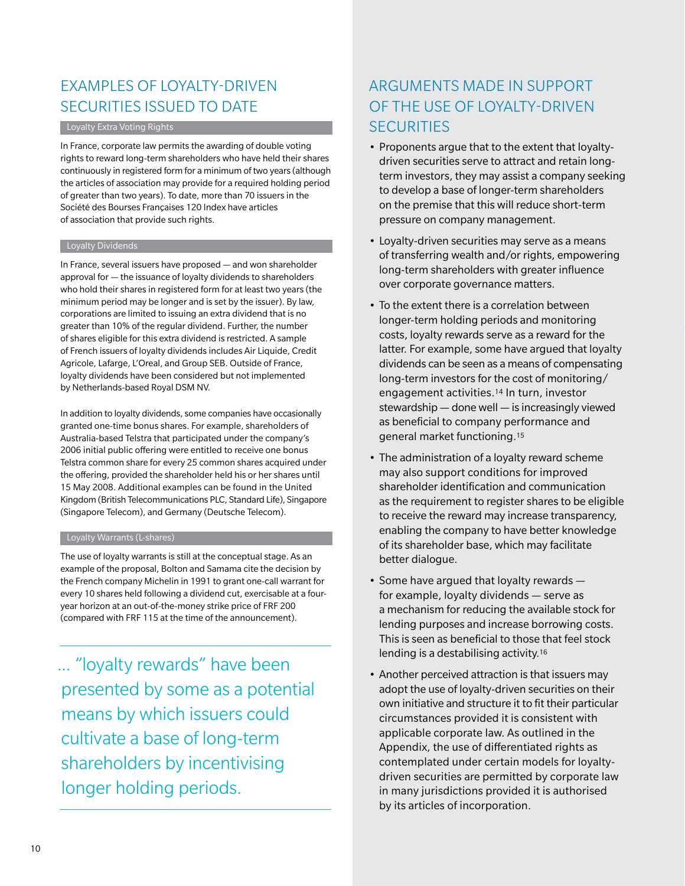## EXAMPLES OF LOYALTY-DRIVEN SECURITIES ISSUED TO DATE

### Loyalty Extra Voting Rights

In France, corporate law permits the awarding of double voting rights to reward long-term shareholders who have held their shares continuously in registered form for a minimum of two years (although the articles of association may provide for a required holding period of greater than two years). To date, more than 70 issuers in the Société des Bourses Françaises 120 Index have articles of association that provide such rights.

### Loyalty Dividends

In France, several issuers have proposed — and won shareholder approval for — the issuance of loyalty dividends to shareholders who hold their shares in registered form for at least two years (the minimum period may be longer and is set by the issuer). By law, corporations are limited to issuing an extra dividend that is no greater than 10% of the regular dividend. Further, the number of shares eligible for this extra dividend is restricted. A sample of French issuers of loyalty dividends includes Air Liquide, Credit Agricole, Lafarge, L'Oreal, and Group SEB. Outside of France, loyalty dividends have been considered but not implemented by Netherlands-based Royal DSM NV.

In addition to loyalty dividends, some companies have occasionally granted one-time bonus shares. For example, shareholders of Australia-based Telstra that participated under the company's 2006 initial public offering were entitled to receive one bonus Telstra common share for every 25 common shares acquired under the offering, provided the shareholder held his or her shares until 15 May 2008. Additional examples can be found in the United Kingdom (British Telecommunications PLC, Standard Life), Singapore (Singapore Telecom), and Germany (Deutsche Telecom).

### Loyalty Warrants (L-shares)

The use of loyalty warrants is still at the conceptual stage. As an example of the proposal, Bolton and Samama cite the decision by the French company Michelin in 1991 to grant one-call warrant for every 10 shares held following a dividend cut, exercisable at a four-year horizon at an out-of-the-money strike price of FRF 200 (compared with FRF 115 at the time of the announcement).

> ... "loyalty rewards" have been presented by some as a potential means by which issuers could cultivate a base of long-term shareholders by incentivising longer holding periods.

## ARGUMENTS MADE IN SUPPORT OF THE USE OF LOYALTY-DRIVEN SECURITIES

- Proponents argue that to the extent that loyalty-driven securities serve to attract and retain long-term investors, they may assist a company seeking to develop a base of longer-term shareholders on the premise that this will reduce short-term pressure on company management.
- Loyalty-driven securities may serve as a means of transferring wealth and/or rights, empowering long-term shareholders with greater influence over corporate governance matters.
- To the extent there is a correlation between longer-term holding periods and monitoring costs, loyalty rewards serve as a reward for the latter. For example, some have argued that loyalty dividends can be seen as a means of compensating long-term investors for the cost of monitoring/engagement activities.[14] In turn, investor stewardship — done well — is increasingly viewed as beneficial to company performance and general market functioning.[15]
- The administration of a loyalty reward scheme may also support conditions for improved shareholder identification and communication as the requirement to register shares to be eligible to receive the reward may increase transparency, enabling the company to have better knowledge of its shareholder base, which may facilitate better dialogue.
- Some have argued that loyalty rewards — for example, loyalty dividends — serve as a mechanism for reducing the available stock for lending purposes and increase borrowing costs. This is seen as beneficial to those that feel stock lending is a destabilising activity.[16]
- Another perceived attraction is that issuers may adopt the use of loyalty-driven securities on their own initiative and structure it to fit their particular circumstances provided it is consistent with applicable corporate law. As outlined in the Appendix, the use of differentiated rights as contemplated under certain models for loyalty-driven securities are permitted by corporate law in many jurisdictions provided it is authorised by its articles of incorporation.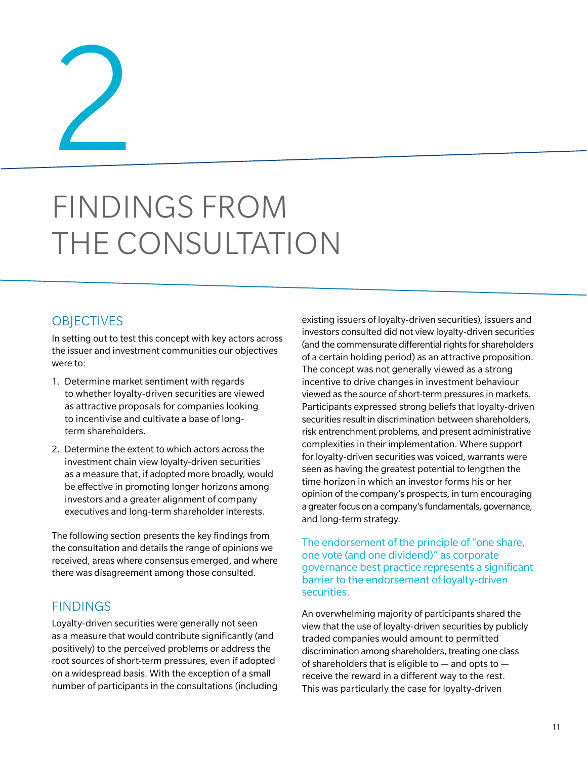# 2

# FINDINGS FROM THE CONSULTATION

## OBJECTIVES

In setting out to test this concept with key actors across the issuer and investment communities our objectives were to:

1. Determine market sentiment with regards to whether loyalty-driven securities are viewed as attractive proposals for companies looking to incentivise and cultivate a base of long-term shareholders.
2. Determine the extent to which actors across the investment chain view loyalty-driven securities as a measure that, if adopted more broadly, would be effective in promoting longer horizons among investors and a greater alignment of company executives and long-term shareholder interests.

The following section presents the key findings from the consultation and details the range of opinions we received, areas where consensus emerged, and where there was disagreement among those consulted.

## FINDINGS

Loyalty-driven securities were generally not seen as a measure that would contribute significantly (and positively) to the perceived problems or address the root sources of short-term pressures, even if adopted on a widespread basis. With the exception of a small number of participants in the consultations (including existing issuers of loyalty-driven securities), issuers and investors consulted did not view loyalty-driven securities (and the commensurate differential rights for shareholders of a certain holding period) as an attractive proposition. The concept was not generally viewed as a strong incentive to drive changes in investment behaviour viewed as the source of short-term pressures in markets. Participants expressed strong beliefs that loyalty-driven securities result in discrimination between shareholders, risk entrenchment problems, and present administrative complexities in their implementation. Where support for loyalty-driven securities was voiced, warrants were seen as having the greatest potential to lengthen the time horizon in which an investor forms his or her opinion of the company's prospects, in turn encouraging a greater focus on a company's fundamentals, governance, and long-term strategy.

### The endorsement of the principle of "one share, one vote (and one dividend)" as corporate governance best practice represents a significant barrier to the endorsement of loyalty-driven securities.

An overwhelming majority of participants shared the view that the use of loyalty-driven securities by publicly traded companies would amount to permitted discrimination among shareholders, treating one class of shareholders that is eligible to — and opts to — receive the reward in a different way to the rest. This was particularly the case for loyalty-driven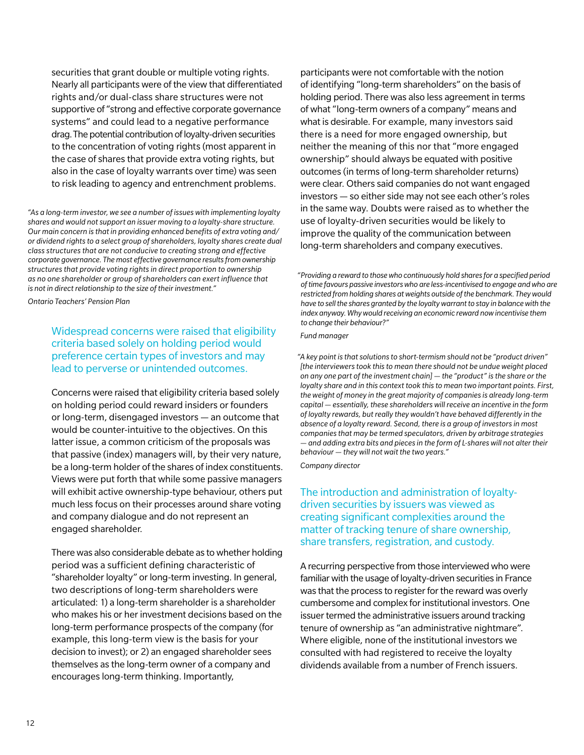securities that grant double or multiple voting rights. Nearly all participants were of the view that differentiated rights and/or dual-class share structures were not supportive of "strong and effective corporate governance systems" and could lead to a negative performance drag. The potential contribution of loyalty-driven securities to the concentration of voting rights (most apparent in the case of shares that provide extra voting rights, but also in the case of loyalty warrants over time) was seen to risk leading to agency and entrenchment problems.

*"As a long-term investor, we see a number of issues with implementing loyalty shares and would not support an issuer moving to a loyalty-share structure. Our main concern is that in providing enhanced benefits of extra voting and/or dividend rights to a select group of shareholders, loyalty shares create dual class structures that are not conducive to creating strong and effective corporate governance. The most effective governance results from ownership structures that provide voting rights in direct proportion to ownership as no one shareholder or group of shareholders can exert influence that is not in direct relationship to the size of their investment."*

*Ontario Teachers' Pension Plan*

### Widespread concerns were raised that eligibility criteria based solely on holding period would preference certain types of investors and may lead to perverse or unintended outcomes.

Concerns were raised that eligibility criteria based solely on holding period could reward insiders or founders or long-term, disengaged investors — an outcome that would be counter-intuitive to the objectives. On this latter issue, a common criticism of the proposals was that passive (index) managers will, by their very nature, be a long-term holder of the shares of index constituents. Views were put forth that while some passive managers will exhibit active ownership-type behaviour, others put much less focus on their processes around share voting and company dialogue and do not represent an engaged shareholder.

There was also considerable debate as to whether holding period was a sufficient defining characteristic of "shareholder loyalty" or long-term investing. In general, two descriptions of long-term shareholders were articulated: 1) a long-term shareholder is a shareholder who makes his or her investment decisions based on the long-term performance prospects of the company (for example, this long-term view is the basis for your decision to invest); or 2) an engaged shareholder sees themselves as the long-term owner of a company and encourages long-term thinking. Importantly, participants were not comfortable with the notion of identifying "long-term shareholders" on the basis of holding period. There was also less agreement in terms of what "long-term owners of a company" means and what is desirable. For example, many investors said there is a need for more engaged ownership, but neither the meaning of this nor that "more engaged ownership" should always be equated with positive outcomes (in terms of long-term shareholder returns) were clear. Others said companies do not want engaged investors — so either side may not see each other's roles in the same way. Doubts were raised as to whether the use of loyalty-driven securities would be likely to improve the quality of the communication between long-term shareholders and company executives.

*"Providing a reward to those who continuously hold shares for a specified period of time favours passive investors who are less-incentivised to engage and who are restricted from holding shares at weights outside of the benchmark. They would have to sell the shares granted by the loyalty warrant to stay in balance with the index anyway. Why would receiving an economic reward now incentivise them to change their behaviour?"*

*Fund manager*

*"A key point is that solutions to short-termism should not be "product driven" [the interviewers took this to mean there should not be undue weight placed on any one part of the investment chain] — the "product" is the share or the loyalty share and in this context took this to mean two important points. First, the weight of money in the great majority of companies is already long-term capital — essentially, these shareholders will receive an incentive in the form of loyalty rewards, but really they wouldn't have behaved differently in the absence of a loyalty reward. Second, there is a group of investors in most companies that may be termed speculators, driven by arbitrage strategies — and adding extra bits and pieces in the form of L-shares will not alter their behaviour — they will not wait the two years."*

*Company director*

### The introduction and administration of loyalty-driven securities by issuers was viewed as creating significant complexities around the matter of tracking tenure of share ownership, share transfers, registration, and custody.

A recurring perspective from those interviewed who were familiar with the usage of loyalty-driven securities in France was that the process to register for the reward was overly cumbersome and complex for institutional investors. One issuer termed the administrative issues around tracking tenure of ownership as "an administrative nightmare". Where eligible, none of the institutional investors we consulted with had registered to receive the loyalty dividends available from a number of French issuers.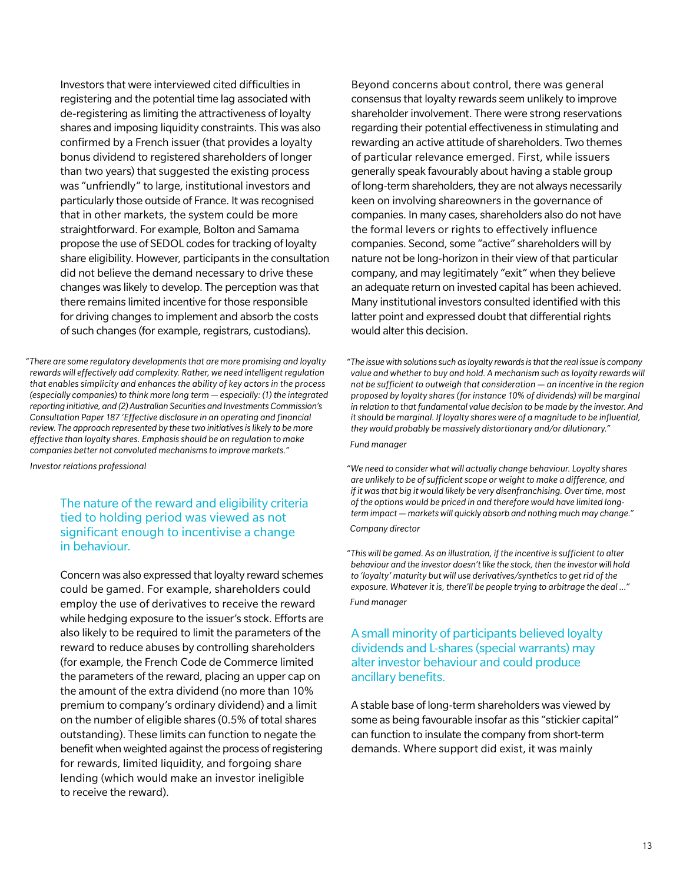Investors that were interviewed cited difficulties in registering and the potential time lag associated with de-registering as limiting the attractiveness of loyalty shares and imposing liquidity constraints. This was also confirmed by a French issuer (that provides a loyalty bonus dividend to registered shareholders of longer than two years) that suggested the existing process was "unfriendly" to large, institutional investors and particularly those outside of France. It was recognised that in other markets, the system could be more straightforward. For example, Bolton and Samama propose the use of SEDOL codes for tracking of loyalty share eligibility. However, participants in the consultation did not believe the demand necessary to drive these changes was likely to develop. The perception was that there remains limited incentive for those responsible for driving changes to implement and absorb the costs of such changes (for example, registrars, custodians).

*"There are some regulatory developments that are more promising and loyalty rewards will effectively add complexity. Rather, we need intelligent regulation that enables simplicity and enhances the ability of key actors in the process (especially companies) to think more long term — especially: (1) the integrated reporting initiative, and (2) Australian Securities and Investments Commission's Consultation Paper 187 'Effective disclosure in an operating and financial review. The approach represented by these two initiatives is likely to be more effective than loyalty shares. Emphasis should be on regulation to make companies better not convoluted mechanisms to improve markets."*

*Investor relations professional*

### The nature of the reward and eligibility criteria tied to holding period was viewed as not significant enough to incentivise a change in behaviour.

Concern was also expressed that loyalty reward schemes could be gamed. For example, shareholders could employ the use of derivatives to receive the reward while hedging exposure to the issuer's stock. Efforts are also likely to be required to limit the parameters of the reward to reduce abuses by controlling shareholders (for example, the French Code de Commerce limited the parameters of the reward, placing an upper cap on the amount of the extra dividend (no more than 10% premium to company's ordinary dividend) and a limit on the number of eligible shares (0.5% of total shares outstanding). These limits can function to negate the benefit when weighted against the process of registering for rewards, limited liquidity, and forgoing share lending (which would make an investor ineligible to receive the reward).

Beyond concerns about control, there was general consensus that loyalty rewards seem unlikely to improve shareholder involvement. There were strong reservations regarding their potential effectiveness in stimulating and rewarding an active attitude of shareholders. Two themes of particular relevance emerged. First, while issuers generally speak favourably about having a stable group of long-term shareholders, they are not always necessarily keen on involving shareowners in the governance of companies. In many cases, shareholders also do not have the formal levers or rights to effectively influence companies. Second, some "active" shareholders will by nature not be long-horizon in their view of that particular company, and may legitimately "exit" when they believe an adequate return on invested capital has been achieved. Many institutional investors consulted identified with this latter point and expressed doubt that differential rights would alter this decision.

*"The issue with solutions such as loyalty rewards is that the real issue is company value and whether to buy and hold. A mechanism such as loyalty rewards will not be sufficient to outweigh that consideration — an incentive in the region proposed by loyalty shares (for instance 10% of dividends) will be marginal in relation to that fundamental value decision to be made by the investor. And it should be marginal. If loyalty shares were of a magnitude to be influential, they would probably be massively distortionary and/or dilutionary."*

*Fund manager*

*"We need to consider what will actually change behaviour. Loyalty shares are unlikely to be of sufficient scope or weight to make a difference, and if it was that big it would likely be very disenfranchising. Over time, most of the options would be priced in and therefore would have limited long-term impact — markets will quickly absorb and nothing much may change."*

*Company director*

*"This will be gamed. As an illustration, if the incentive is sufficient to alter behaviour and the investor doesn't like the stock, then the investor will hold to 'loyalty' maturity but will use derivatives/synthetics to get rid of the exposure. Whatever it is, there'll be people trying to arbitrage the deal ..."*

*Fund manager*

### A small minority of participants believed loyalty dividends and L-shares (special warrants) may alter investor behaviour and could produce ancillary benefits.

A stable base of long-term shareholders was viewed by some as being favourable insofar as this "stickier capital" can function to insulate the company from short-term demands. Where support did exist, it was mainly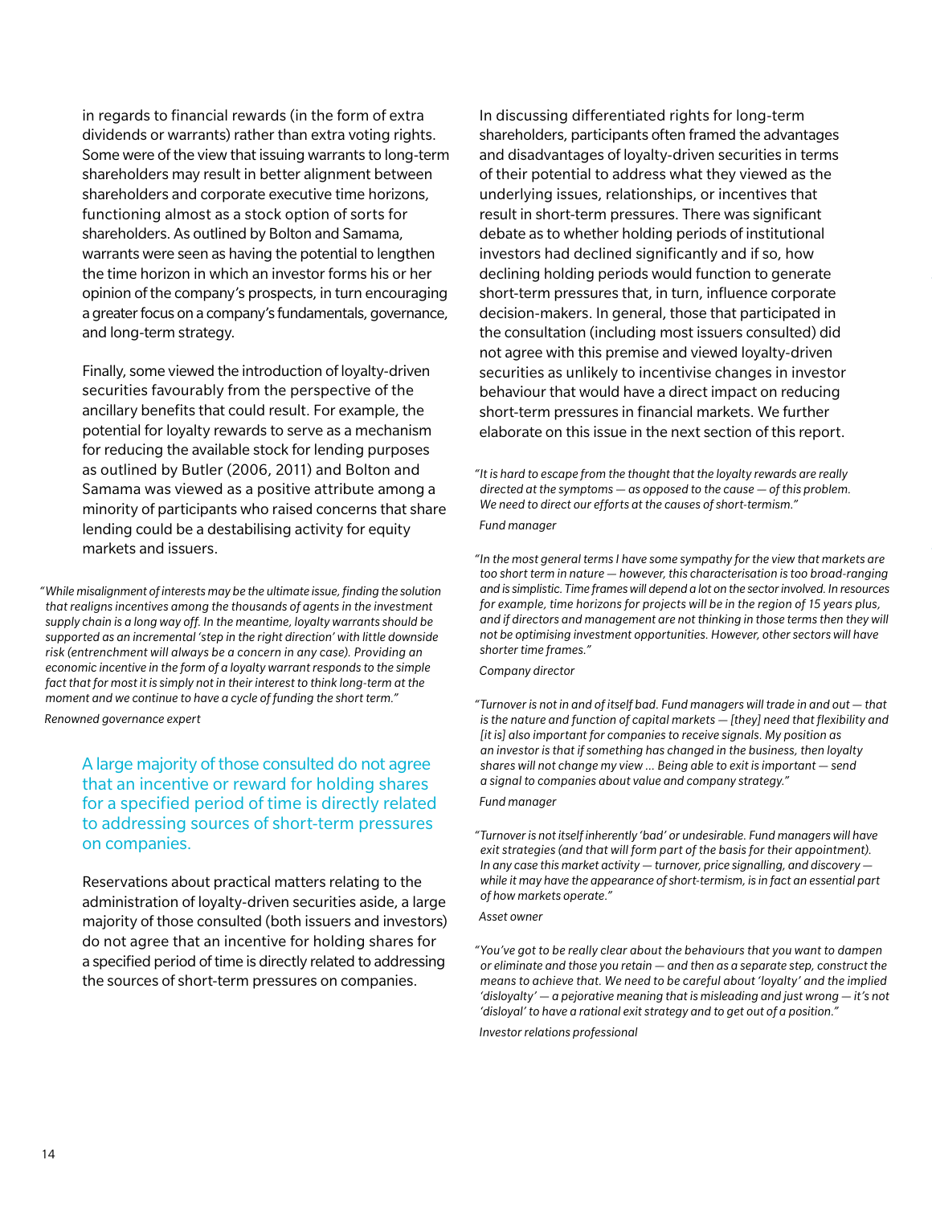in regards to financial rewards (in the form of extra dividends or warrants) rather than extra voting rights. Some were of the view that issuing warrants to long-term shareholders may result in better alignment between shareholders and corporate executive time horizons, functioning almost as a stock option of sorts for shareholders. As outlined by Bolton and Samama, warrants were seen as having the potential to lengthen the time horizon in which an investor forms his or her opinion of the company's prospects, in turn encouraging a greater focus on a company's fundamentals, governance, and long-term strategy.

Finally, some viewed the introduction of loyalty-driven securities favourably from the perspective of the ancillary benefits that could result. For example, the potential for loyalty rewards to serve as a mechanism for reducing the available stock for lending purposes as outlined by Butler (2006, 2011) and Bolton and Samama was viewed as a positive attribute among a minority of participants who raised concerns that share lending could be a destabilising activity for equity markets and issuers.

*"While misalignment of interests may be the ultimate issue, finding the solution that realigns incentives among the thousands of agents in the investment supply chain is a long way off. In the meantime, loyalty warrants should be supported as an incremental 'step in the right direction' with little downside risk (entrenchment will always be a concern in any case). Providing an economic incentive in the form of a loyalty warrant responds to the simple fact that for most it is simply not in their interest to think long-term at the moment and we continue to have a cycle of funding the short term."*

*Renowned governance expert*

> A large majority of those consulted do not agree that an incentive or reward for holding shares for a specified period of time is directly related to addressing sources of short-term pressures on companies.

Reservations about practical matters relating to the administration of loyalty-driven securities aside, a large majority of those consulted (both issuers and investors) do not agree that an incentive for holding shares for a specified period of time is directly related to addressing the sources of short-term pressures on companies.

In discussing differentiated rights for long-term shareholders, participants often framed the advantages and disadvantages of loyalty-driven securities in terms of their potential to address what they viewed as the underlying issues, relationships, or incentives that result in short-term pressures. There was significant debate as to whether holding periods of institutional investors had declined significantly and if so, how declining holding periods would function to generate short-term pressures that, in turn, influence corporate decision-makers. In general, those that participated in the consultation (including most issuers consulted) did not agree with this premise and viewed loyalty-driven securities as unlikely to incentivise changes in investor behaviour that would have a direct impact on reducing short-term pressures in financial markets. We further elaborate on this issue in the next section of this report.

*"It is hard to escape from the thought that the loyalty rewards are really directed at the symptoms — as opposed to the cause — of this problem. We need to direct our efforts at the causes of short-termism."*

*Fund manager*

*"In the most general terms I have some sympathy for the view that markets are too short term in nature — however, this characterisation is too broad-ranging and is simplistic. Time frames will depend a lot on the sector involved. In resources for example, time horizons for projects will be in the region of 15 years plus, and if directors and management are not thinking in those terms then they will not be optimising investment opportunities. However, other sectors will have shorter time frames."*

*Company director*

*"Turnover is not in and of itself bad. Fund managers will trade in and out — that is the nature and function of capital markets — [they] need that flexibility and [it is] also important for companies to receive signals. My position as an investor is that if something has changed in the business, then loyalty shares will not change my view ... Being able to exit is important — send a signal to companies about value and company strategy."*

*Fund manager*

*"Turnover is not itself inherently 'bad' or undesirable. Fund managers will have exit strategies (and that will form part of the basis for their appointment). In any case this market activity — turnover, price signalling, and discovery — while it may have the appearance of short-termism, is in fact an essential part of how markets operate."*

*Asset owner*

*"You've got to be really clear about the behaviours that you want to dampen or eliminate and those you retain — and then as a separate step, construct the means to achieve that. We need to be careful about 'loyalty' and the implied 'disloyalty' — a pejorative meaning that is misleading and just wrong — it's not 'disloyal' to have a rational exit strategy and to get out of a position."*

*Investor relations professional*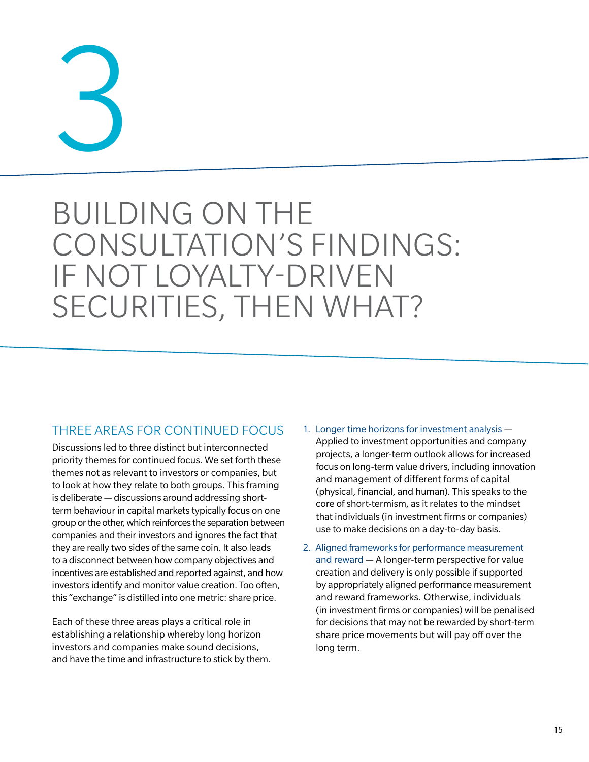# 3

# BUILDING ON THE CONSULTATION'S FINDINGS: IF NOT LOYALTY-DRIVEN SECURITIES, THEN WHAT?

## THREE AREAS FOR CONTINUED FOCUS

Discussions led to three distinct but interconnected priority themes for continued focus. We set forth these themes not as relevant to investors or companies, but to look at how they relate to both groups. This framing is deliberate — discussions around addressing short-term behaviour in capital markets typically focus on one group or the other, which reinforces the separation between companies and their investors and ignores the fact that they are really two sides of the same coin. It also leads to a disconnect between how company objectives and incentives are established and reported against, and how investors identify and monitor value creation. Too often, this "exchange" is distilled into one metric: share price.

Each of these three areas plays a critical role in establishing a relationship whereby long horizon investors and companies make sound decisions, and have the time and infrastructure to stick by them.

1. Longer time horizons for investment analysis — Applied to investment opportunities and company projects, a longer-term outlook allows for increased focus on long-term value drivers, including innovation and management of different forms of capital (physical, financial, and human). This speaks to the core of short-termism, as it relates to the mindset that individuals (in investment firms or companies) use to make decisions on a day-to-day basis.
2. Aligned frameworks for performance measurement and reward — A longer-term perspective for value creation and delivery is only possible if supported by appropriately aligned performance measurement and reward frameworks. Otherwise, individuals (in investment firms or companies) will be penalised for decisions that may not be rewarded by short-term share price movements but will pay off over the long term.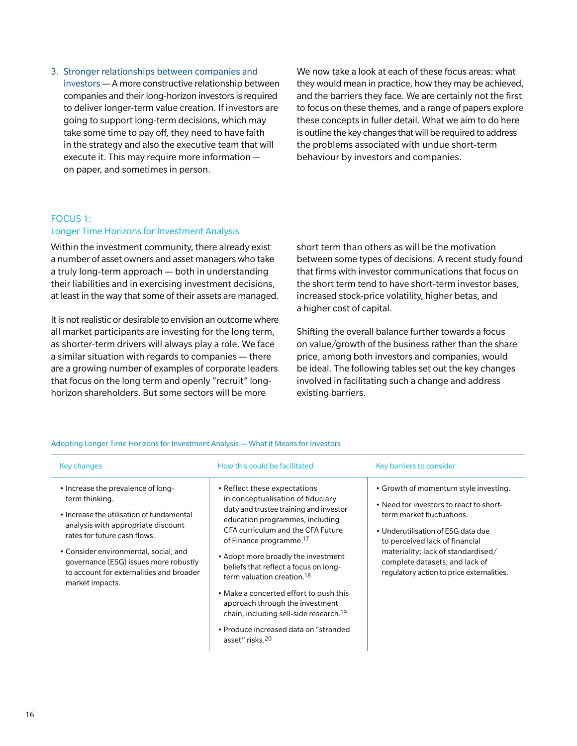3. Stronger relationships between companies and investors — A more constructive relationship between companies and their long-horizon investors is required to deliver longer-term value creation. If investors are going to support long-term decisions, which may take some time to pay off, they need to have faith in the strategy and also the executive team that will execute it. This may require more information — on paper, and sometimes in person.

We now take a look at each of these focus areas: what they would mean in practice, how they may be achieved, and the barriers they face. We are certainly not the first to focus on these themes, and a range of papers explore these concepts in fuller detail. What we aim to do here is outline the key changes that will be required to address the problems associated with undue short-term behaviour by investors and companies.

## FOCUS 1: Longer Time Horizons for Investment Analysis

Within the investment community, there already exist a number of asset owners and asset managers who take a truly long-term approach — both in understanding their liabilities and in exercising investment decisions, at least in the way that some of their assets are managed.

It is not realistic or desirable to envision an outcome where all market participants are investing for the long term, as shorter-term drivers will always play a role. We face a similar situation with regards to companies — there are a growing number of examples of corporate leaders that focus on the long term and openly "recruit" long-horizon shareholders. But some sectors will be more short term than others as will be the motivation between some types of decisions. A recent study found that firms with investor communications that focus on the short term tend to have short-term investor bases, increased stock-price volatility, higher betas, and a higher cost of capital.

Shifting the overall balance further towards a focus on value/growth of the business rather than the share price, among both investors and companies, would be ideal. The following tables set out the key changes involved in facilitating such a change and address existing barriers.

Adopting Longer Time Horizons for Investment Analysis — What it Means for Investors

| Key changes | How this could be facilitated | Key barriers to consider |
|---|---|---|
| • Increase the prevalence of long-term thinking.<br>• Increase the utilisation of fundamental analysis with appropriate discount rates for future cash flows.<br>• Consider environmental, social, and governance (ESG) issues more robustly to account for externalities and broader market impacts. | • Reflect these expectations in conceptualisation of fiduciary duty and trustee training and investor education programmes, including CFA curriculum and the CFA Future of Finance programme.[17]<br>• Adopt more broadly the investment beliefs that reflect a focus on long-term valuation creation.[18]<br>• Make a concerted effort to push this approach through the investment chain, including sell-side research.[19]<br>• Produce increased data on "stranded asset" risks.[20] | • Growth of momentum style investing.<br>• Need for investors to react to short-term market fluctuations.<br>• Underutilisation of ESG data due to perceived lack of financial materiality; lack of standardised/complete datasets; and lack of regulatory action to price externalities. |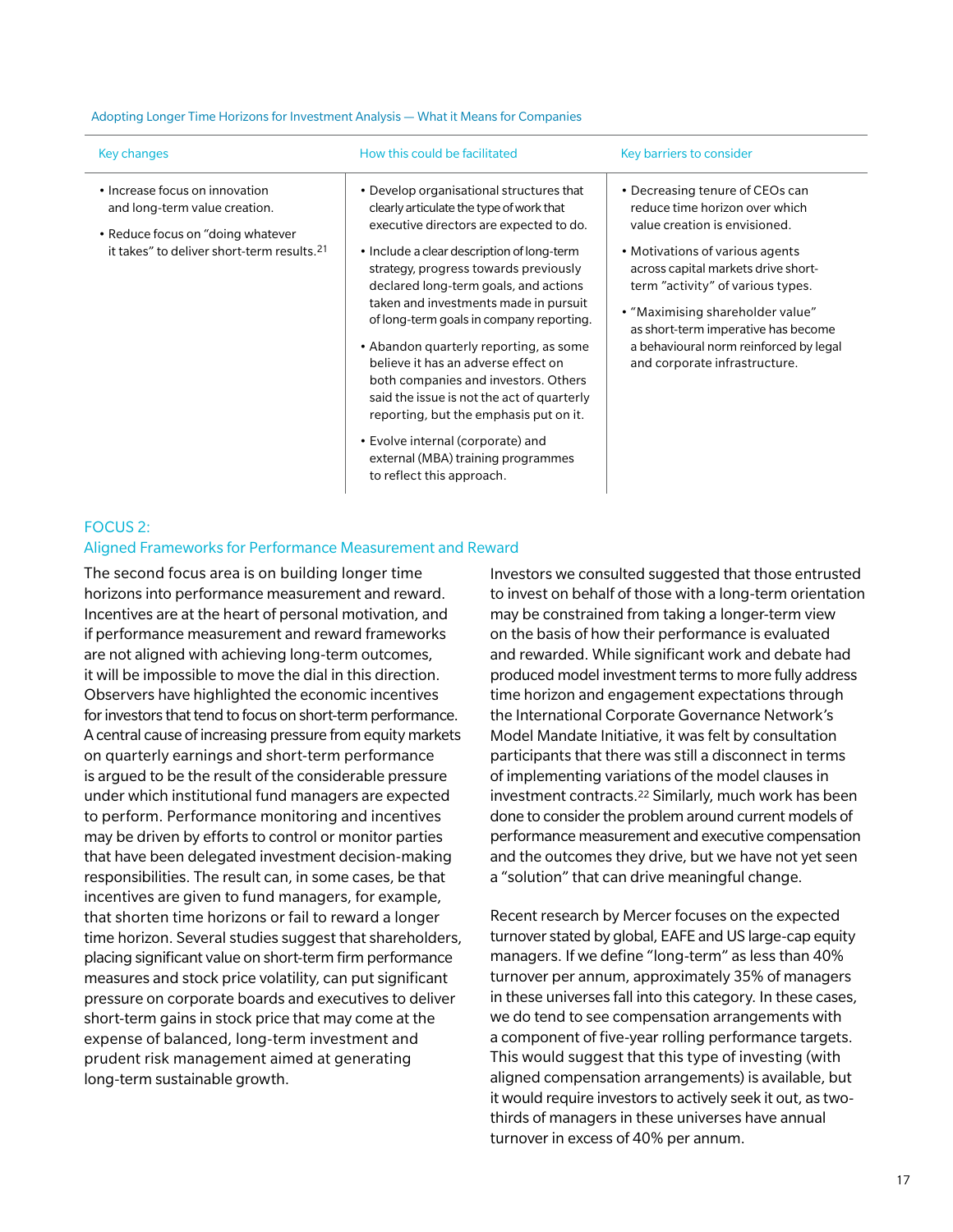Adopting Longer Time Horizons for Investment Analysis — What it Means for Companies

| Key changes | How this could be facilitated | Key barriers to consider |
| --- | --- | --- |
| • Increase focus on innovation and long-term value creation.<br>• Reduce focus on "doing whatever it takes" to deliver short-term results.[21] | • Develop organisational structures that clearly articulate the type of work that executive directors are expected to do.<br>• Include a clear description of long-term strategy, progress towards previously declared long-term goals, and actions taken and investments made in pursuit of long-term goals in company reporting.<br>• Abandon quarterly reporting, as some believe it has an adverse effect on both companies and investors. Others said the issue is not the act of quarterly reporting, but the emphasis put on it.<br>• Evolve internal (corporate) and external (MBA) training programmes to reflect this approach. | • Decreasing tenure of CEOs can reduce time horizon over which value creation is envisioned.<br>• Motivations of various agents across capital markets drive short-term "activity" of various types.<br>• "Maximising shareholder value" as short-term imperative has become a behavioural norm reinforced by legal and corporate infrastructure. |

## FOCUS 2:
## Aligned Frameworks for Performance Measurement and Reward

The second focus area is on building longer time horizons into performance measurement and reward. Incentives are at the heart of personal motivation, and if performance measurement and reward frameworks are not aligned with achieving long-term outcomes, it will be impossible to move the dial in this direction. Observers have highlighted the economic incentives for investors that tend to focus on short-term performance. A central cause of increasing pressure from equity markets on quarterly earnings and short-term performance is argued to be the result of the considerable pressure under which institutional fund managers are expected to perform. Performance monitoring and incentives may be driven by efforts to control or monitor parties that have been delegated investment decision-making responsibilities. The result can, in some cases, be that incentives are given to fund managers, for example, that shorten time horizons or fail to reward a longer time horizon. Several studies suggest that shareholders, placing significant value on short-term firm performance measures and stock price volatility, can put significant pressure on corporate boards and executives to deliver short-term gains in stock price that may come at the expense of balanced, long-term investment and prudent risk management aimed at generating long-term sustainable growth.

Investors we consulted suggested that those entrusted to invest on behalf of those with a long-term orientation may be constrained from taking a longer-term view on the basis of how their performance is evaluated and rewarded. While significant work and debate had produced model investment terms to more fully address time horizon and engagement expectations through the International Corporate Governance Network's Model Mandate Initiative, it was felt by consultation participants that there was still a disconnect in terms of implementing variations of the model clauses in investment contracts.[22] Similarly, much work has been done to consider the problem around current models of performance measurement and executive compensation and the outcomes they drive, but we have not yet seen a "solution" that can drive meaningful change.

Recent research by Mercer focuses on the expected turnover stated by global, EAFE and US large-cap equity managers. If we define "long-term" as less than 40% turnover per annum, approximately 35% of managers in these universes fall into this category. In these cases, we do tend to see compensation arrangements with a component of five-year rolling performance targets. This would suggest that this type of investing (with aligned compensation arrangements) is available, but it would require investors to actively seek it out, as two-thirds of managers in these universes have annual turnover in excess of 40% per annum.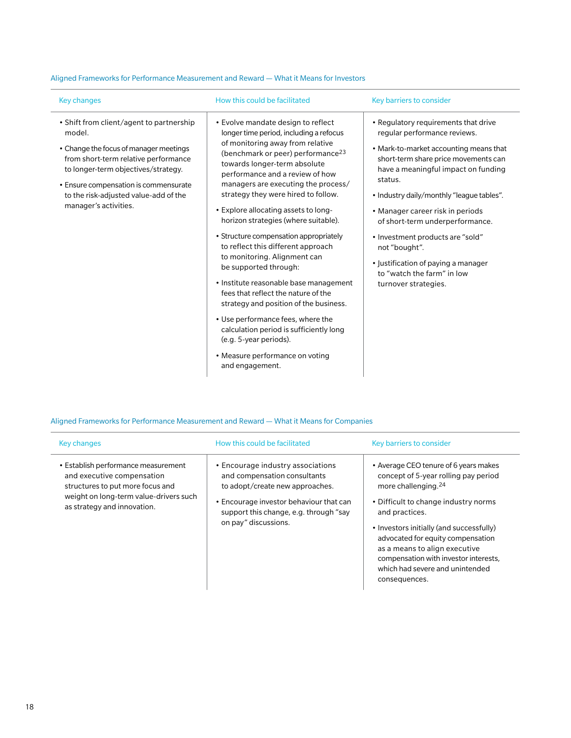Aligned Frameworks for Performance Measurement and Reward — What it Means for Investors

| Key changes | How this could be facilitated | Key barriers to consider |
|---|---|---|
| • Shift from client/agent to partnership model.<br>• Change the focus of manager meetings from short-term relative performance to longer-term objectives/strategy.<br>• Ensure compensation is commensurate to the risk-adjusted value-add of the manager's activities. | • Evolve mandate design to reflect longer time period, including a refocus of monitoring away from relative (benchmark or peer) performance[23] towards longer-term absolute performance and a review of how managers are executing the process/strategy they were hired to follow.<br>• Explore allocating assets to long-horizon strategies (where suitable).<br>• Structure compensation appropriately to reflect this different approach to monitoring. Alignment can be supported through:<br>• Institute reasonable base management fees that reflect the nature of the strategy and position of the business.<br>• Use performance fees, where the calculation period is sufficiently long (e.g. 5-year periods).<br>• Measure performance on voting and engagement. | • Regulatory requirements that drive regular performance reviews.<br>• Mark-to-market accounting means that short-term share price movements can have a meaningful impact on funding status.<br>• Industry daily/monthly "league tables".<br>• Manager career risk in periods of short-term underperformance.<br>• Investment products are "sold" not "bought".<br>• Justification of paying a manager to "watch the farm" in low turnover strategies. |

Aligned Frameworks for Performance Measurement and Reward — What it Means for Companies

| Key changes | How this could be facilitated | Key barriers to consider |
|---|---|---|
| • Establish performance measurement and executive compensation structures to put more focus and weight on long-term value-drivers such as strategy and innovation. | • Encourage industry associations and compensation consultants to adopt/create new approaches.<br>• Encourage investor behaviour that can support this change, e.g. through "say on pay" discussions. | • Average CEO tenure of 6 years makes concept of 5-year rolling pay period more challenging.[24]<br>• Difficult to change industry norms and practices.<br>• Investors initially (and successfully) advocated for equity compensation as a means to align executive compensation with investor interests, which had severe and unintended consequences. |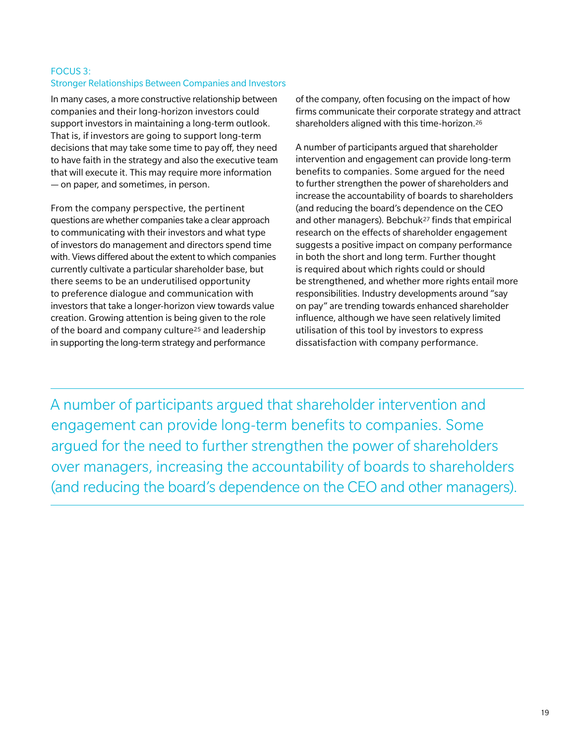## FOCUS 3:
## Stronger Relationships Between Companies and Investors

In many cases, a more constructive relationship between companies and their long-horizon investors could support investors in maintaining a long-term outlook. That is, if investors are going to support long-term decisions that may take some time to pay off, they need to have faith in the strategy and also the executive team that will execute it. This may require more information — on paper, and sometimes, in person.

From the company perspective, the pertinent questions are whether companies take a clear approach to communicating with their investors and what type of investors do management and directors spend time with. Views differed about the extent to which companies currently cultivate a particular shareholder base, but there seems to be an underutilised opportunity to preference dialogue and communication with investors that take a longer-horizon view towards value creation. Growing attention is being given to the role of the board and company culture[25] and leadership in supporting the long-term strategy and performance of the company, often focusing on the impact of how firms communicate their corporate strategy and attract shareholders aligned with this time-horizon.[26]

A number of participants argued that shareholder intervention and engagement can provide long-term benefits to companies. Some argued for the need to further strengthen the power of shareholders and increase the accountability of boards to shareholders (and reducing the board's dependence on the CEO and other managers). Bebchuk[27] finds that empirical research on the effects of shareholder engagement suggests a positive impact on company performance in both the short and long term. Further thought is required about which rights could or should be strengthened, and whether more rights entail more responsibilities. Industry developments around "say on pay" are trending towards enhanced shareholder influence, although we have seen relatively limited utilisation of this tool by investors to express dissatisfaction with company performance.

> A number of participants argued that shareholder intervention and engagement can provide long-term benefits to companies. Some argued for the need to further strengthen the power of shareholders over managers, increasing the accountability of boards to shareholders (and reducing the board's dependence on the CEO and other managers).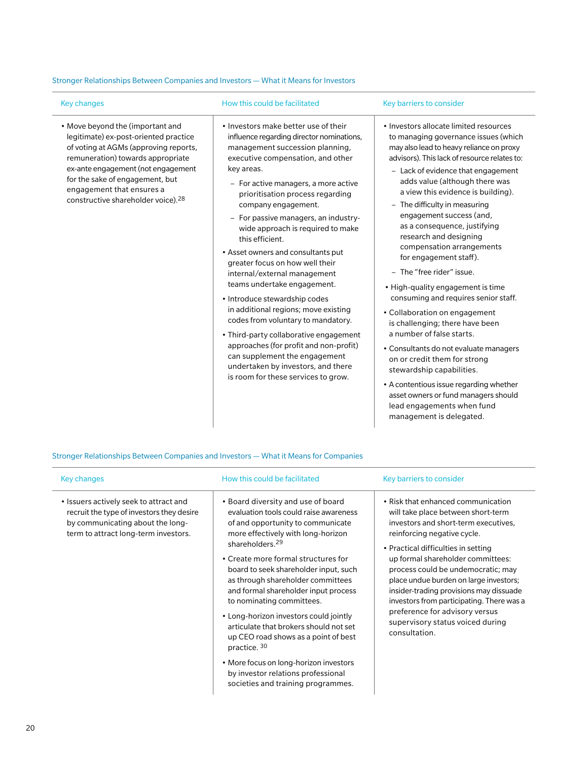Stronger Relationships Between Companies and Investors — What it Means for Investors

| Key changes | How this could be facilitated | Key barriers to consider |
|---|---|---|
| • Move beyond the (important and legitimate) ex-post-oriented practice of voting at AGMs (approving reports, remuneration) towards appropriate ex-ante engagement (not engagement for the sake of engagement, but engagement that ensures a constructive shareholder voice).[28] | • Investors make better use of their influence regarding director nominations, management succession planning, executive compensation, and other key areas.<br>– For active managers, a more active prioritisation process regarding company engagement.<br>– For passive managers, an industry-wide approach is required to make this efficient.<br>• Asset owners and consultants put greater focus on how well their internal/external management teams undertake engagement.<br>• Introduce stewardship codes in additional regions; move existing codes from voluntary to mandatory.<br>• Third-party collaborative engagement approaches (for profit and non-profit) can supplement the engagement undertaken by investors, and there is room for these services to grow. | • Investors allocate limited resources to managing governance issues (which may also lead to heavy reliance on proxy advisors). This lack of resource relates to:<br>– Lack of evidence that engagement adds value (although there was a view this evidence is building).<br>– The difficulty in measuring engagement success (and, as a consequence, justifying research and designing compensation arrangements for engagement staff).<br>– The "free rider" issue.<br>• High-quality engagement is time consuming and requires senior staff.<br>• Collaboration on engagement is challenging; there have been a number of false starts.<br>• Consultants do not evaluate managers on or credit them for strong stewardship capabilities.<br>• A contentious issue regarding whether asset owners or fund managers should lead engagements when fund management is delegated. |

Stronger Relationships Between Companies and Investors — What it Means for Companies

| Key changes | How this could be facilitated | Key barriers to consider |
|---|---|---|
| • Issuers actively seek to attract and recruit the type of investors they desire by communicating about the long-term to attract long-term investors. | • Board diversity and use of board evaluation tools could raise awareness of and opportunity to communicate more effectively with long-horizon shareholders.[29]<br>• Create more formal structures for board to seek shareholder input, such as through shareholder committees and formal shareholder input process to nominating committees.<br>• Long-horizon investors could jointly articulate that brokers should not set up CEO road shows as a point of best practice.[30]<br>• More focus on long-horizon investors by investor relations professional societies and training programmes. | • Risk that enhanced communication will take place between short-term investors and short-term executives, reinforcing negative cycle.<br>• Practical difficulties in setting up formal shareholder committees: process could be undemocratic; may place undue burden on large investors; insider-trading provisions may dissuade investors from participating. There was a preference for advisory versus supervisory status voiced during consultation. |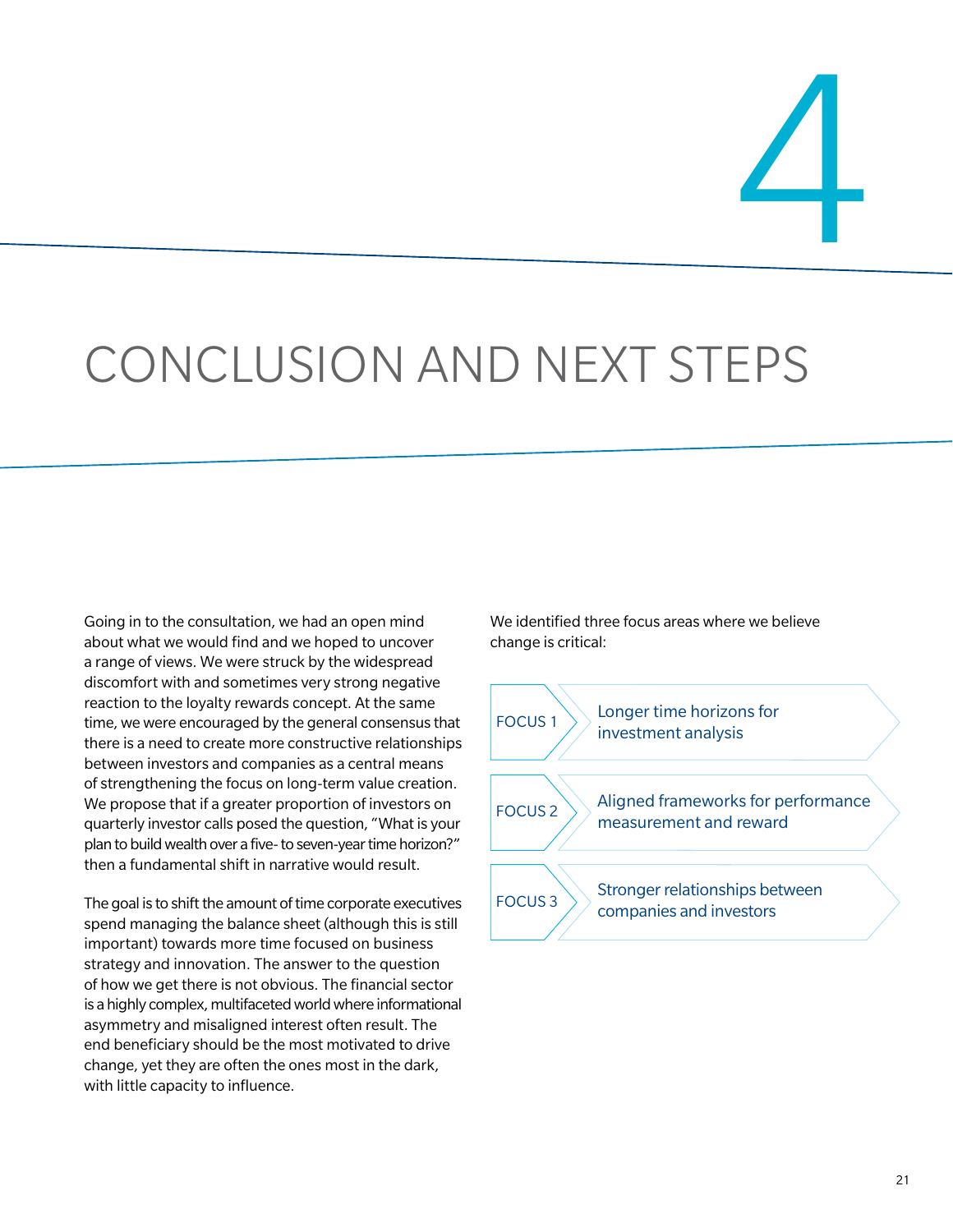# 4

# CONCLUSION AND NEXT STEPS

Going in to the consultation, we had an open mind about what we would find and we hoped to uncover a range of views. We were struck by the widespread discomfort with and sometimes very strong negative reaction to the loyalty rewards concept. At the same time, we were encouraged by the general consensus that there is a need to create more constructive relationships between investors and companies as a central means of strengthening the focus on long-term value creation. We propose that if a greater proportion of investors on quarterly investor calls posed the question, "What is your plan to build wealth over a five- to seven-year time horizon?" then a fundamental shift in narrative would result.

The goal is to shift the amount of time corporate executives spend managing the balance sheet (although this is still important) towards more time focused on business strategy and innovation. The answer to the question of how we get there is not obvious. The financial sector is a highly complex, multifaceted world where informational asymmetry and misaligned interest often result. The end beneficiary should be the most motivated to drive change, yet they are often the ones most in the dark, with little capacity to influence.

We identified three focus areas where we believe change is critical:

- **FOCUS 1** — Longer time horizons for investment analysis
- **FOCUS 2** — Aligned frameworks for performance measurement and reward
- **FOCUS 3** — Stronger relationships between companies and investors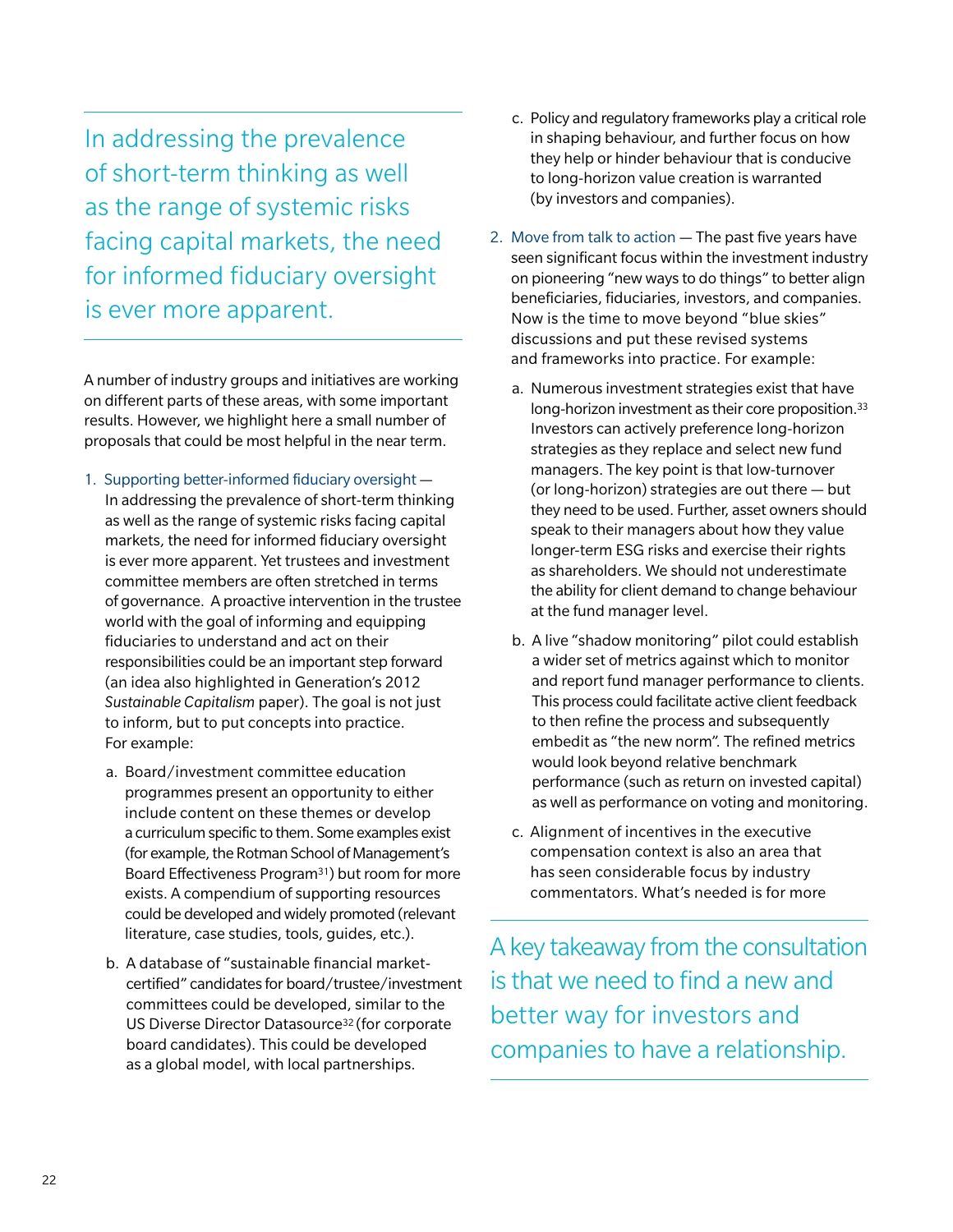> In addressing the prevalence of short-term thinking as well as the range of systemic risks facing capital markets, the need for informed fiduciary oversight is ever more apparent.

A number of industry groups and initiatives are working on different parts of these areas, with some important results. However, we highlight here a small number of proposals that could be most helpful in the near term.

1. Supporting better-informed fiduciary oversight — In addressing the prevalence of short-term thinking as well as the range of systemic risks facing capital markets, the need for informed fiduciary oversight is ever more apparent. Yet trustees and investment committee members are often stretched in terms of governance. A proactive intervention in the trustee world with the goal of informing and equipping fiduciaries to understand and act on their responsibilities could be an important step forward (an idea also highlighted in Generation's 2012 *Sustainable Capitalism* paper). The goal is not just to inform, but to put concepts into practice. For example:

   a. Board/investment committee education programmes present an opportunity to either include content on these themes or develop a curriculum specific to them. Some examples exist (for example, the Rotman School of Management's Board Effectiveness Program[31]) but room for more exists. A compendium of supporting resources could be developed and widely promoted (relevant literature, case studies, tools, guides, etc.).

   b. A database of "sustainable financial market-certified" candidates for board/trustee/investment committees could be developed, similar to the US Diverse Director Datasource[32] (for corporate board candidates). This could be developed as a global model, with local partnerships.

   c. Policy and regulatory frameworks play a critical role in shaping behaviour, and further focus on how they help or hinder behaviour that is conducive to long-horizon value creation is warranted (by investors and companies).

2. Move from talk to action — The past five years have seen significant focus within the investment industry on pioneering "new ways to do things" to better align beneficiaries, fiduciaries, investors, and companies. Now is the time to move beyond "blue skies" discussions and put these revised systems and frameworks into practice. For example:

   a. Numerous investment strategies exist that have long-horizon investment as their core proposition.[33] Investors can actively preference long-horizon strategies as they replace and select new fund managers. The key point is that low-turnover (or long-horizon) strategies are out there — but they need to be used. Further, asset owners should speak to their managers about how they value longer-term ESG risks and exercise their rights as shareholders. We should not underestimate the ability for client demand to change behaviour at the fund manager level.

   b. A live "shadow monitoring" pilot could establish a wider set of metrics against which to monitor and report fund manager performance to clients. This process could facilitate active client feedback to then refine the process and subsequently embed it as "the new norm". The refined metrics would look beyond relative benchmark performance (such as return on invested capital) as well as performance on voting and monitoring.

   c. Alignment of incentives in the executive compensation context is also an area that has seen considerable focus by industry commentators. What's needed is for more

> A key takeaway from the consultation is that we need to find a new and better way for investors and companies to have a relationship.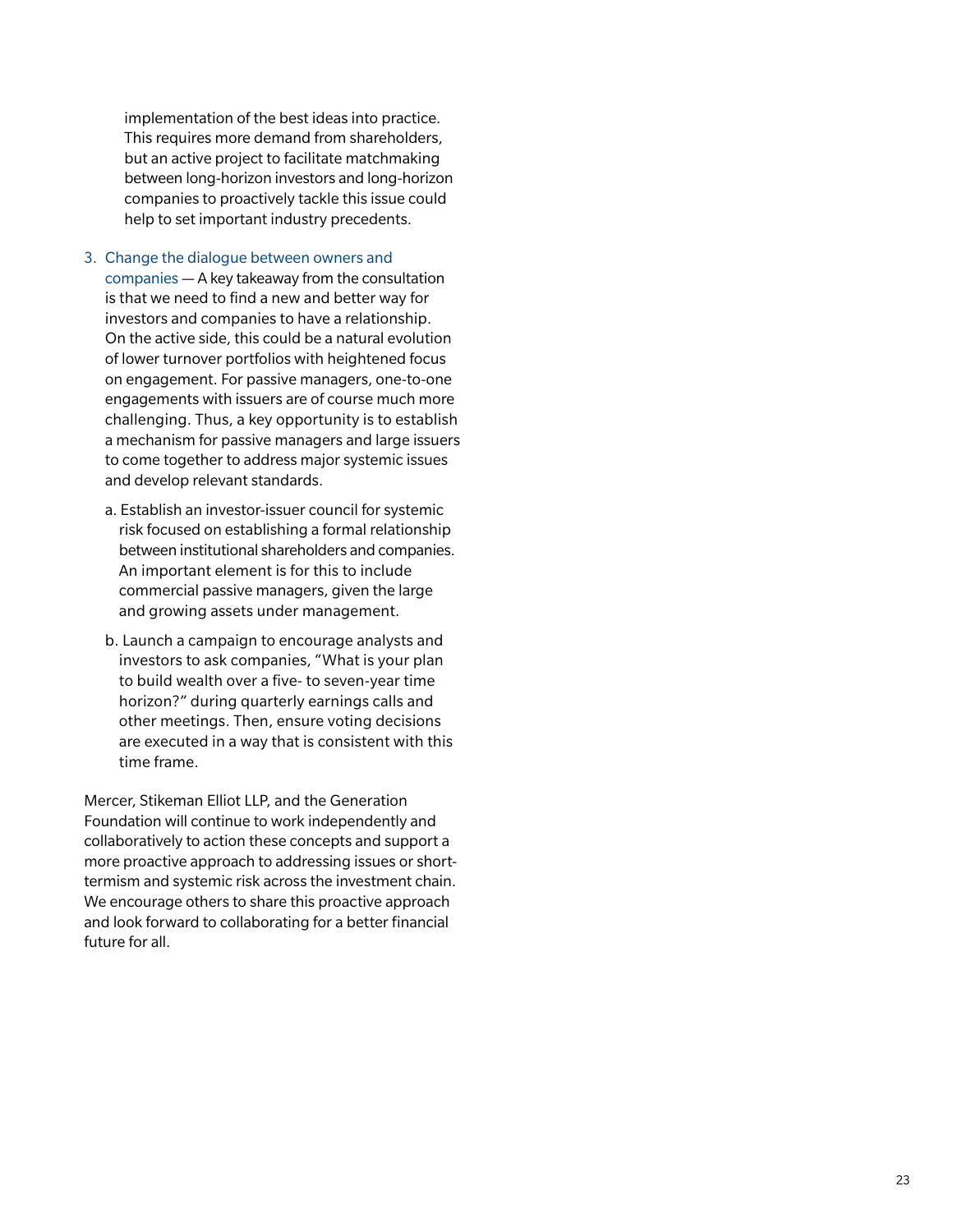implementation of the best ideas into practice. This requires more demand from shareholders, but an active project to facilitate matchmaking between long-horizon investors and long-horizon companies to proactively tackle this issue could help to set important industry precedents.

3. Change the dialogue between owners and companies — A key takeaway from the consultation is that we need to find a new and better way for investors and companies to have a relationship. On the active side, this could be a natural evolution of lower turnover portfolios with heightened focus on engagement. For passive managers, one-to-one engagements with issuers are of course much more challenging. Thus, a key opportunity is to establish a mechanism for passive managers and large issuers to come together to address major systemic issues and develop relevant standards.

   a. Establish an investor-issuer council for systemic risk focused on establishing a formal relationship between institutional shareholders and companies. An important element is for this to include commercial passive managers, given the large and growing assets under management.

   b. Launch a campaign to encourage analysts and investors to ask companies, "What is your plan to build wealth over a five- to seven-year time horizon?" during quarterly earnings calls and other meetings. Then, ensure voting decisions are executed in a way that is consistent with this time frame.

Mercer, Stikeman Elliot LLP, and the Generation Foundation will continue to work independently and collaboratively to action these concepts and support a more proactive approach to addressing issues or short-termism and systemic risk across the investment chain. We encourage others to share this proactive approach and look forward to collaborating for a better financial future for all.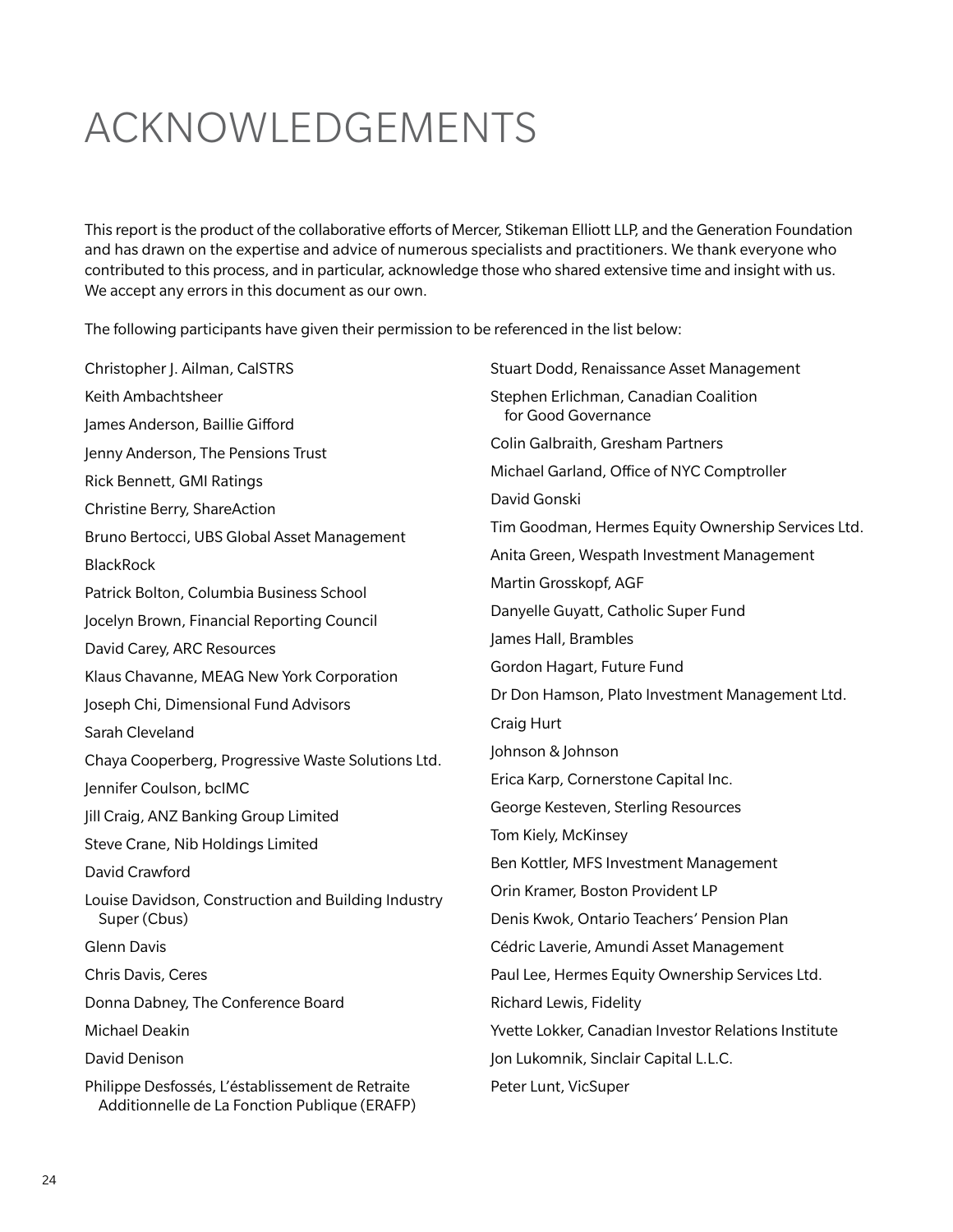# ACKNOWLEDGEMENTS

This report is the product of the collaborative efforts of Mercer, Stikeman Elliott LLP, and the Generation Foundation and has drawn on the expertise and advice of numerous specialists and practitioners. We thank everyone who contributed to this process, and in particular, acknowledge those who shared extensive time and insight with us. We accept any errors in this document as our own.

The following participants have given their permission to be referenced in the list below:

Christopher J. Ailman, CalSTRS

Keith Ambachtsheer

James Anderson, Baillie Gifford

Jenny Anderson, The Pensions Trust

Rick Bennett, GMI Ratings

Christine Berry, ShareAction

Bruno Bertocci, UBS Global Asset Management

BlackRock

Patrick Bolton, Columbia Business School

Jocelyn Brown, Financial Reporting Council

David Carey, ARC Resources

Klaus Chavanne, MEAG New York Corporation

Joseph Chi, Dimensional Fund Advisors

Sarah Cleveland

Chaya Cooperberg, Progressive Waste Solutions Ltd.

Jennifer Coulson, bcIMC

Jill Craig, ANZ Banking Group Limited

Steve Crane, Nib Holdings Limited

David Crawford

Louise Davidson, Construction and Building Industry Super (Cbus)

Glenn Davis

Chris Davis, Ceres

Donna Dabney, The Conference Board

Michael Deakin

David Denison

Philippe Desfossés, L'éstablissement de Retraite Additionnelle de La Fonction Publique (ERAFP)

Stuart Dodd, Renaissance Asset Management

Stephen Erlichman, Canadian Coalition for Good Governance

Colin Galbraith, Gresham Partners

Michael Garland, Office of NYC Comptroller

David Gonski

Tim Goodman, Hermes Equity Ownership Services Ltd.

Anita Green, Wespath Investment Management

Martin Grosskopf, AGF

Danyelle Guyatt, Catholic Super Fund

James Hall, Brambles

Gordon Hagart, Future Fund

Dr Don Hamson, Plato Investment Management Ltd.

Craig Hurt

Johnson & Johnson

Erica Karp, Cornerstone Capital Inc.

George Kesteven, Sterling Resources

Tom Kiely, McKinsey

Ben Kottler, MFS Investment Management

Orin Kramer, Boston Provident LP

Denis Kwok, Ontario Teachers' Pension Plan

Cédric Laverie, Amundi Asset Management

Paul Lee, Hermes Equity Ownership Services Ltd.

Richard Lewis, Fidelity

Yvette Lokker, Canadian Investor Relations Institute

Jon Lukomnik, Sinclair Capital L.L.C.

Peter Lunt, VicSuper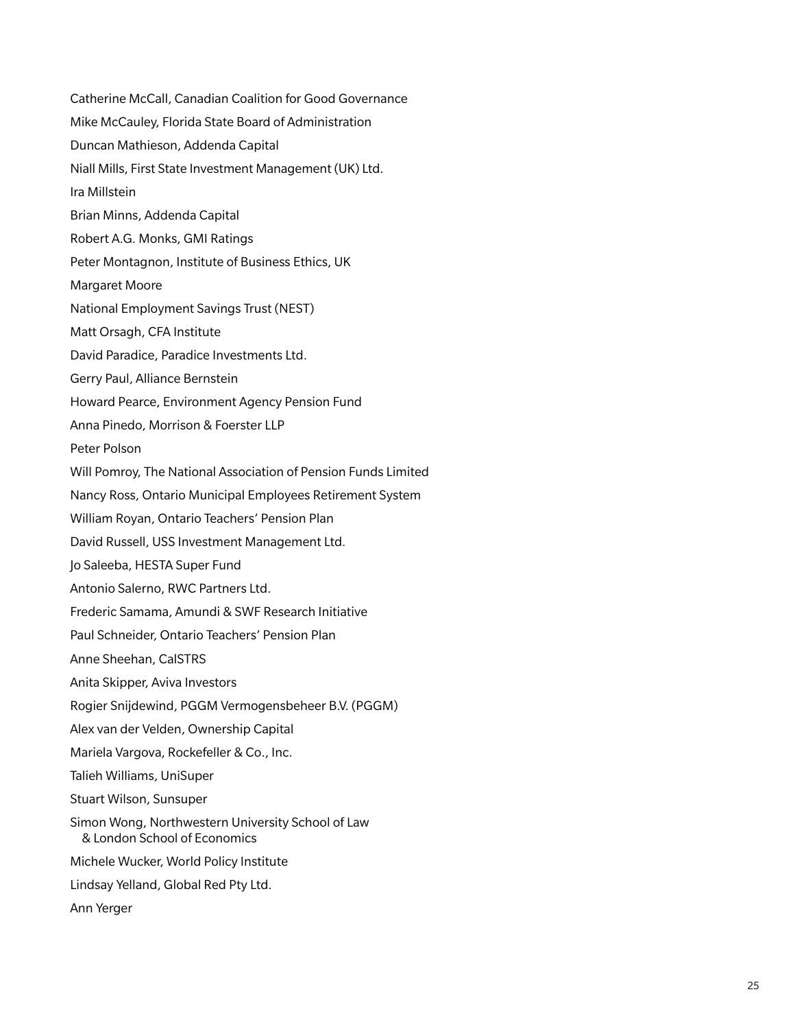Catherine McCall, Canadian Coalition for Good Governance

Mike McCauley, Florida State Board of Administration

Duncan Mathieson, Addenda Capital

Niall Mills, First State Investment Management (UK) Ltd.

Ira Millstein

Brian Minns, Addenda Capital

Robert A.G. Monks, GMI Ratings

Peter Montagnon, Institute of Business Ethics, UK

Margaret Moore

National Employment Savings Trust (NEST)

Matt Orsagh, CFA Institute

David Paradice, Paradice Investments Ltd.

Gerry Paul, Alliance Bernstein

Howard Pearce, Environment Agency Pension Fund

Anna Pinedo, Morrison & Foerster LLP

Peter Polson

Will Pomroy, The National Association of Pension Funds Limited

Nancy Ross, Ontario Municipal Employees Retirement System

William Royan, Ontario Teachers' Pension Plan

David Russell, USS Investment Management Ltd.

Jo Saleeba, HESTA Super Fund

Antonio Salerno, RWC Partners Ltd.

Frederic Samama, Amundi & SWF Research Initiative

Paul Schneider, Ontario Teachers' Pension Plan

Anne Sheehan, CalSTRS

Anita Skipper, Aviva Investors

Rogier Snijdewind, PGGM Vermogensbeheer B.V. (PGGM)

Alex van der Velden, Ownership Capital

Mariela Vargova, Rockefeller & Co., Inc.

Talieh Williams, UniSuper

Stuart Wilson, Sunsuper

Simon Wong, Northwestern University School of Law & London School of Economics

Michele Wucker, World Policy Institute

Lindsay Yelland, Global Red Pty Ltd.

Ann Yerger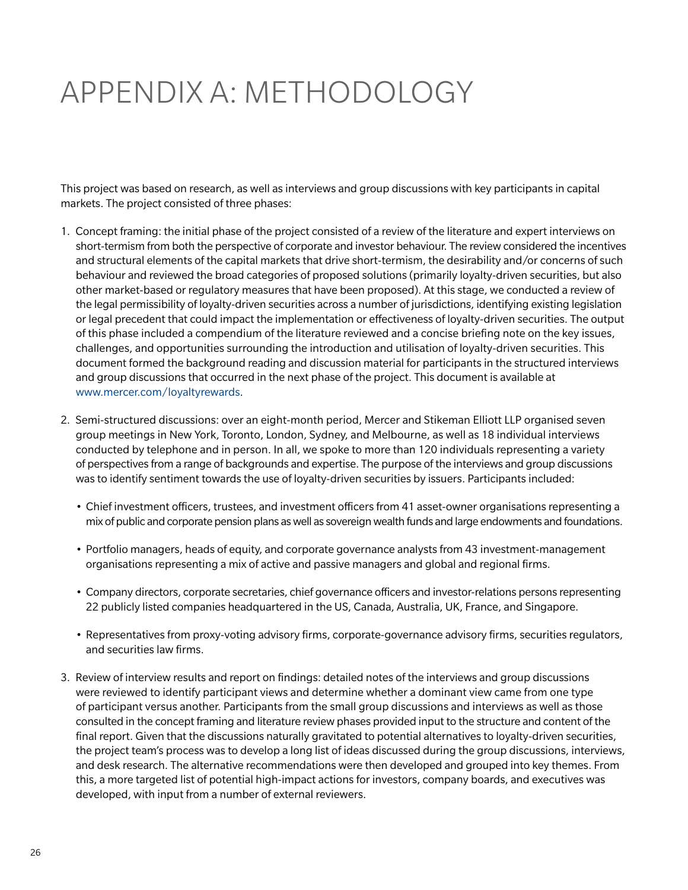# APPENDIX A: METHODOLOGY

This project was based on research, as well as interviews and group discussions with key participants in capital markets. The project consisted of three phases:

1. Concept framing: the initial phase of the project consisted of a review of the literature and expert interviews on short-termism from both the perspective of corporate and investor behaviour. The review considered the incentives and structural elements of the capital markets that drive short-termism, the desirability and/or concerns of such behaviour and reviewed the broad categories of proposed solutions (primarily loyalty-driven securities, but also other market-based or regulatory measures that have been proposed). At this stage, we conducted a review of the legal permissibility of loyalty-driven securities across a number of jurisdictions, identifying existing legislation or legal precedent that could impact the implementation or effectiveness of loyalty-driven securities. The output of this phase included a compendium of the literature reviewed and a concise briefing note on the key issues, challenges, and opportunities surrounding the introduction and utilisation of loyalty-driven securities. This document formed the background reading and discussion material for participants in the structured interviews and group discussions that occurred in the next phase of the project. This document is available at www.mercer.com/loyaltyrewards.

2. Semi-structured discussions: over an eight-month period, Mercer and Stikeman Elliott LLP organised seven group meetings in New York, Toronto, London, Sydney, and Melbourne, as well as 18 individual interviews conducted by telephone and in person. In all, we spoke to more than 120 individuals representing a variety of perspectives from a range of backgrounds and expertise. The purpose of the interviews and group discussions was to identify sentiment towards the use of loyalty-driven securities by issuers. Participants included:

   - Chief investment officers, trustees, and investment officers from 41 asset-owner organisations representing a mix of public and corporate pension plans as well as sovereign wealth funds and large endowments and foundations.
   - Portfolio managers, heads of equity, and corporate governance analysts from 43 investment-management organisations representing a mix of active and passive managers and global and regional firms.
   - Company directors, corporate secretaries, chief governance officers and investor-relations persons representing 22 publicly listed companies headquartered in the US, Canada, Australia, UK, France, and Singapore.
   - Representatives from proxy-voting advisory firms, corporate-governance advisory firms, securities regulators, and securities law firms.

3. Review of interview results and report on findings: detailed notes of the interviews and group discussions were reviewed to identify participant views and determine whether a dominant view came from one type of participant versus another. Participants from the small group discussions and interviews as well as those consulted in the concept framing and literature review phases provided input to the structure and content of the final report. Given that the discussions naturally gravitated to potential alternatives to loyalty-driven securities, the project team's process was to develop a long list of ideas discussed during the group discussions, interviews, and desk research. The alternative recommendations were then developed and grouped into key themes. From this, a more targeted list of potential high-impact actions for investors, company boards, and executives was developed, with input from a number of external reviewers.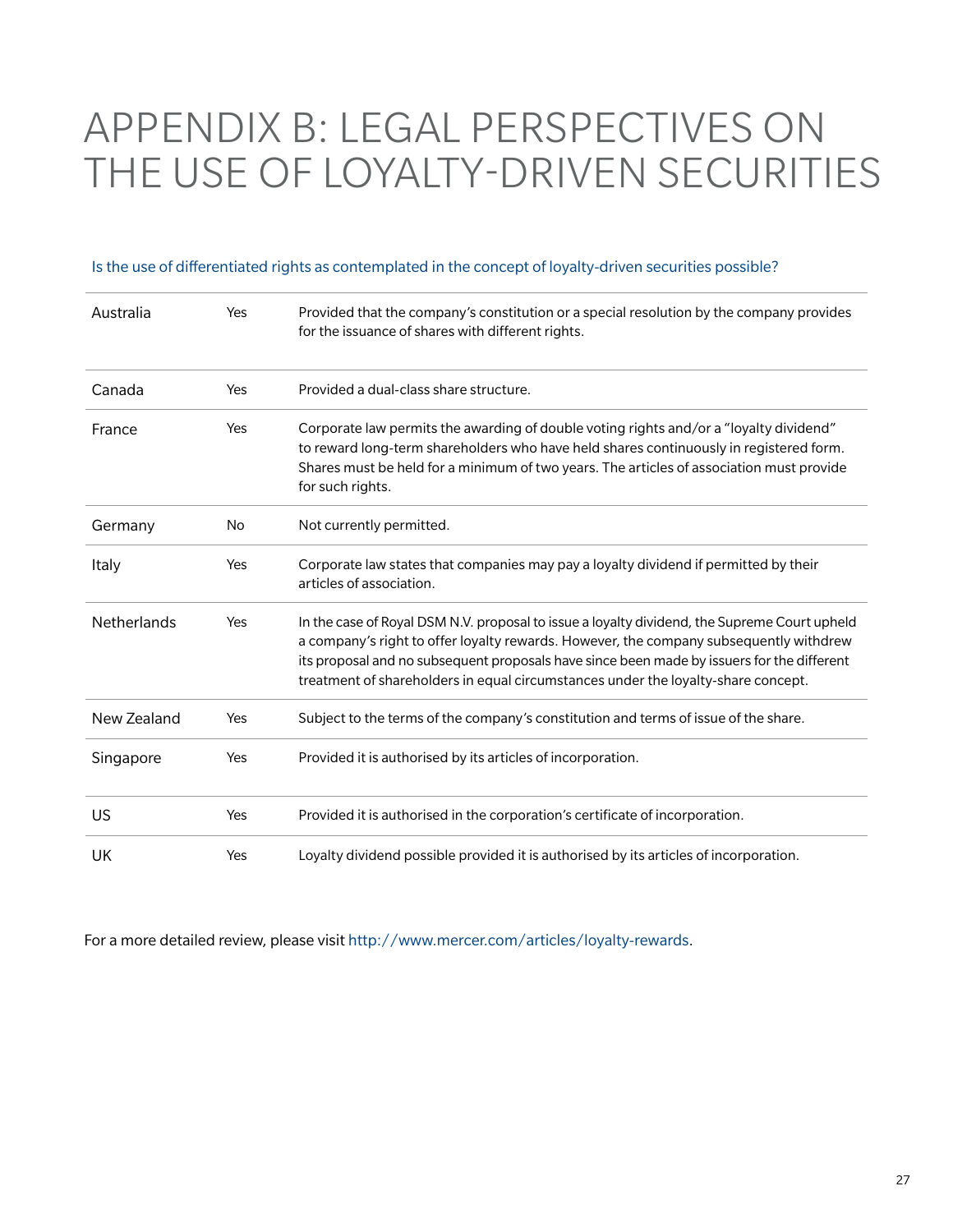# APPENDIX B: LEGAL PERSPECTIVES ON THE USE OF LOYALTY-DRIVEN SECURITIES

Is the use of differentiated rights as contemplated in the concept of loyalty-driven securities possible?

| | | |
|---|---|---|
| Australia | Yes | Provided that the company's constitution or a special resolution by the company provides for the issuance of shares with different rights. |
| Canada | Yes | Provided a dual-class share structure. |
| France | Yes | Corporate law permits the awarding of double voting rights and/or a "loyalty dividend" to reward long-term shareholders who have held shares continuously in registered form. Shares must be held for a minimum of two years. The articles of association must provide for such rights. |
| Germany | No | Not currently permitted. |
| Italy | Yes | Corporate law states that companies may pay a loyalty dividend if permitted by their articles of association. |
| Netherlands | Yes | In the case of Royal DSM N.V. proposal to issue a loyalty dividend, the Supreme Court upheld a company's right to offer loyalty rewards. However, the company subsequently withdrew its proposal and no subsequent proposals have since been made by issuers for the different treatment of shareholders in equal circumstances under the loyalty-share concept. |
| New Zealand | Yes | Subject to the terms of the company's constitution and terms of issue of the share. |
| Singapore | Yes | Provided it is authorised by its articles of incorporation. |
| US | Yes | Provided it is authorised in the corporation's certificate of incorporation. |
| UK | Yes | Loyalty dividend possible provided it is authorised by its articles of incorporation. |

For a more detailed review, please visit http://www.mercer.com/articles/loyalty-rewards.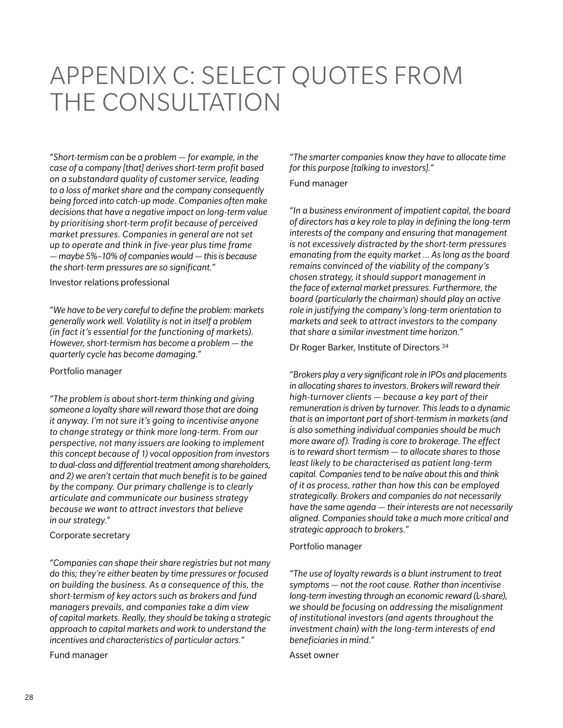# APPENDIX C: SELECT QUOTES FROM THE CONSULTATION

*"Short-termism can be a problem — for example, in the case of a company [that] derives short-term profit based on a substandard quality of customer service, leading to a loss of market share and the company consequently being forced into catch-up mode. Companies often make decisions that have a negative impact on long-term value by prioritising short-term profit because of perceived market pressures. Companies in general are not set up to operate and think in five-year plus time frame — maybe 5%–10% of companies would — this is because the short-term pressures are so significant."*

Investor relations professional

*"We have to be very careful to define the problem: markets generally work well. Volatility is not in itself a problem (in fact it's essential for the functioning of markets). However, short-termism has become a problem — the quarterly cycle has become damaging."*

Portfolio manager

*"The problem is about short-term thinking and giving someone a loyalty share will reward those that are doing it anyway. I'm not sure it's going to incentivise anyone to change strategy or think more long-term. From our perspective, not many issuers are looking to implement this concept because of 1) vocal opposition from investors to dual-class and differential treatment among shareholders, and 2) we aren't certain that much benefit is to be gained by the company. Our primary challenge is to clearly articulate and communicate our business strategy because we want to attract investors that believe in our strategy."*

Corporate secretary

*"Companies can shape their share registries but not many do this; they're either beaten by time pressures or focused on building the business. As a consequence of this, the short-termism of key actors such as brokers and fund managers prevails, and companies take a dim view of capital markets. Really, they should be taking a strategic approach to capital markets and work to understand the incentives and characteristics of particular actors."*

Fund manager

*"The smarter companies know they have to allocate time for this purpose [talking to investors]."*

Fund manager

*"In a business environment of impatient capital, the board of directors has a key role to play in defining the long-term interests of the company and ensuring that management is not excessively distracted by the short-term pressures emanating from the equity market … As long as the board remains convinced of the viability of the company's chosen strategy, it should support management in the face of external market pressures. Furthermore, the board (particularly the chairman) should play an active role in justifying the company's long-term orientation to markets and seek to attract investors to the company that share a similar investment time horizon."*

Dr Roger Barker, Institute of Directors [34]

*"Brokers play a very significant role in IPOs and placements in allocating shares to investors. Brokers will reward their high-turnover clients — because a key part of their remuneration is driven by turnover. This leads to a dynamic that is an important part of short-termism in markets (and is also something individual companies should be much more aware of). Trading is core to brokerage. The effect is to reward short termism — to allocate shares to those least likely to be characterised as patient long-term capital. Companies tend to be naïve about this and think of it as process, rather than how this can be employed strategically. Brokers and companies do not necessarily have the same agenda — their interests are not necessarily aligned. Companies should take a much more critical and strategic approach to brokers."*

Portfolio manager

*"The use of loyalty rewards is a blunt instrument to treat symptoms — not the root cause. Rather than incentivise long-term investing through an economic reward (L-share), we should be focusing on addressing the misalignment of institutional investors (and agents throughout the investment chain) with the long-term interests of end beneficiaries in mind."*

Asset owner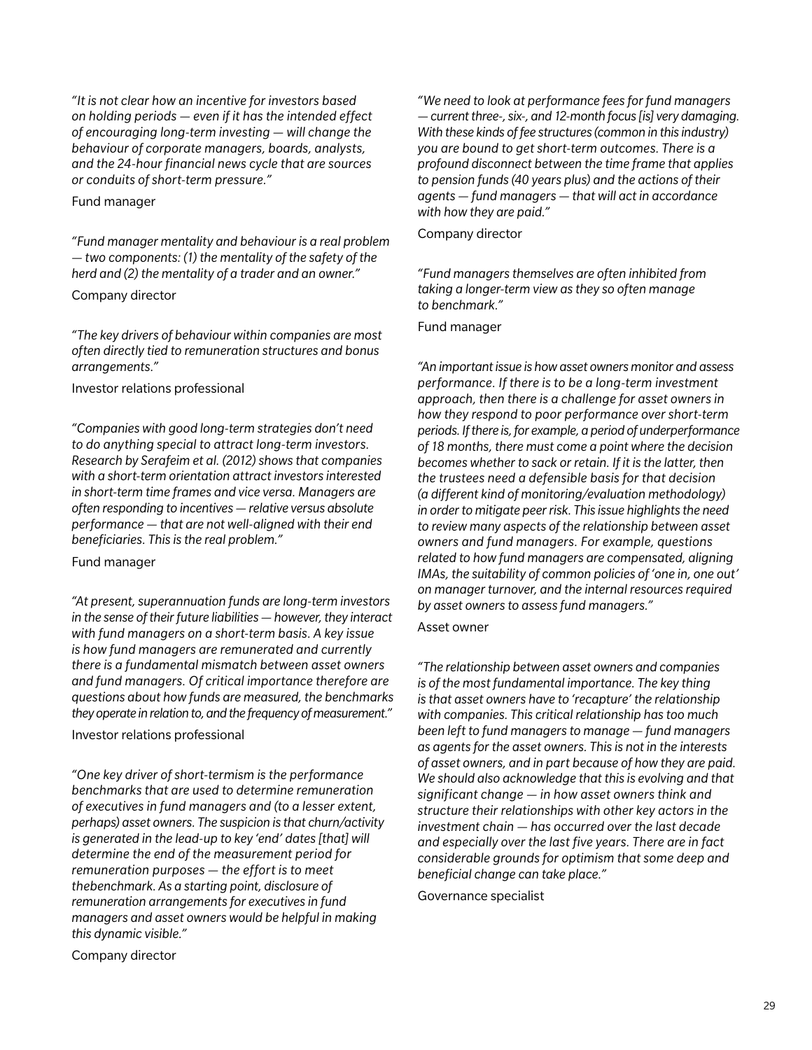*"It is not clear how an incentive for investors based on holding periods — even if it has the intended effect of encouraging long-term investing — will change the behaviour of corporate managers, boards, analysts, and the 24-hour financial news cycle that are sources or conduits of short-term pressure."*

Fund manager

*"Fund manager mentality and behaviour is a real problem — two components: (1) the mentality of the safety of the herd and (2) the mentality of a trader and an owner."*

Company director

*"The key drivers of behaviour within companies are most often directly tied to remuneration structures and bonus arrangements."*

Investor relations professional

*"Companies with good long-term strategies don't need to do anything special to attract long-term investors. Research by Serafeim et al. (2012) shows that companies with a short-term orientation attract investors interested in short-term time frames and vice versa. Managers are often responding to incentives — relative versus absolute performance — that are not well-aligned with their end beneficiaries. This is the real problem."*

Fund manager

*"At present, superannuation funds are long-term investors in the sense of their future liabilities — however, they interact with fund managers on a short-term basis. A key issue is how fund managers are remunerated and currently there is a fundamental mismatch between asset owners and fund managers. Of critical importance therefore are questions about how funds are measured, the benchmarks they operate in relation to, and the frequency of measurement."*

Investor relations professional

*"One key driver of short-termism is the performance benchmarks that are used to determine remuneration of executives in fund managers and (to a lesser extent, perhaps) asset owners. The suspicion is that churn/activity is generated in the lead-up to key 'end' dates [that] will determine the end of the measurement period for remuneration purposes — the effort is to meet thebenchmark. As a starting point, disclosure of remuneration arrangements for executives in fund managers and asset owners would be helpful in making this dynamic visible."*

Company director

*"We need to look at performance fees for fund managers — current three-, six-, and 12-month focus [is] very damaging. With these kinds of fee structures (common in this industry) you are bound to get short-term outcomes. There is a profound disconnect between the time frame that applies to pension funds (40 years plus) and the actions of their agents — fund managers — that will act in accordance with how they are paid."*

Company director

*"Fund managers themselves are often inhibited from taking a longer-term view as they so often manage to benchmark."*

Fund manager

*"An important issue is how asset owners monitor and assess performance. If there is to be a long-term investment approach, then there is a challenge for asset owners in how they respond to poor performance over short-term periods. If there is, for example, a period of underperformance of 18 months, there must come a point where the decision becomes whether to sack or retain. If it is the latter, then the trustees need a defensible basis for that decision (a different kind of monitoring/evaluation methodology) in order to mitigate peer risk. This issue highlights the need to review many aspects of the relationship between asset owners and fund managers. For example, questions related to how fund managers are compensated, aligning IMAs, the suitability of common policies of 'one in, one out' on manager turnover, and the internal resources required by asset owners to assess fund managers."*

Asset owner

*"The relationship between asset owners and companies is of the most fundamental importance. The key thing is that asset owners have to 'recapture' the relationship with companies. This critical relationship has too much been left to fund managers to manage — fund managers as agents for the asset owners. This is not in the interests of asset owners, and in part because of how they are paid. We should also acknowledge that this is evolving and that significant change — in how asset owners think and structure their relationships with other key actors in the investment chain — has occurred over the last decade and especially over the last five years. There are in fact considerable grounds for optimism that some deep and beneficial change can take place."*

Governance specialist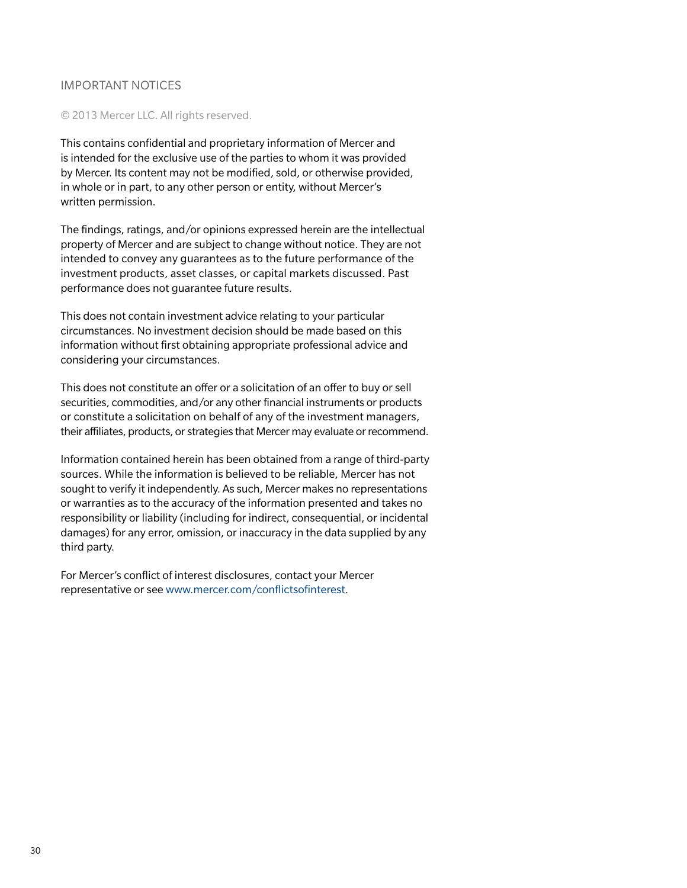## IMPORTANT NOTICES

© 2013 Mercer LLC. All rights reserved.

This contains confidential and proprietary information of Mercer and is intended for the exclusive use of the parties to whom it was provided by Mercer. Its content may not be modified, sold, or otherwise provided, in whole or in part, to any other person or entity, without Mercer's written permission.

The findings, ratings, and/or opinions expressed herein are the intellectual property of Mercer and are subject to change without notice. They are not intended to convey any guarantees as to the future performance of the investment products, asset classes, or capital markets discussed. Past performance does not guarantee future results.

This does not contain investment advice relating to your particular circumstances. No investment decision should be made based on this information without first obtaining appropriate professional advice and considering your circumstances.

This does not constitute an offer or a solicitation of an offer to buy or sell securities, commodities, and/or any other financial instruments or products or constitute a solicitation on behalf of any of the investment managers, their affiliates, products, or strategies that Mercer may evaluate or recommend.

Information contained herein has been obtained from a range of third-party sources. While the information is believed to be reliable, Mercer has not sought to verify it independently. As such, Mercer makes no representations or warranties as to the accuracy of the information presented and takes no responsibility or liability (including for indirect, consequential, or incidental damages) for any error, omission, or inaccuracy in the data supplied by any third party.

For Mercer's conflict of interest disclosures, contact your Mercer representative or see www.mercer.com/conflictsofinterest.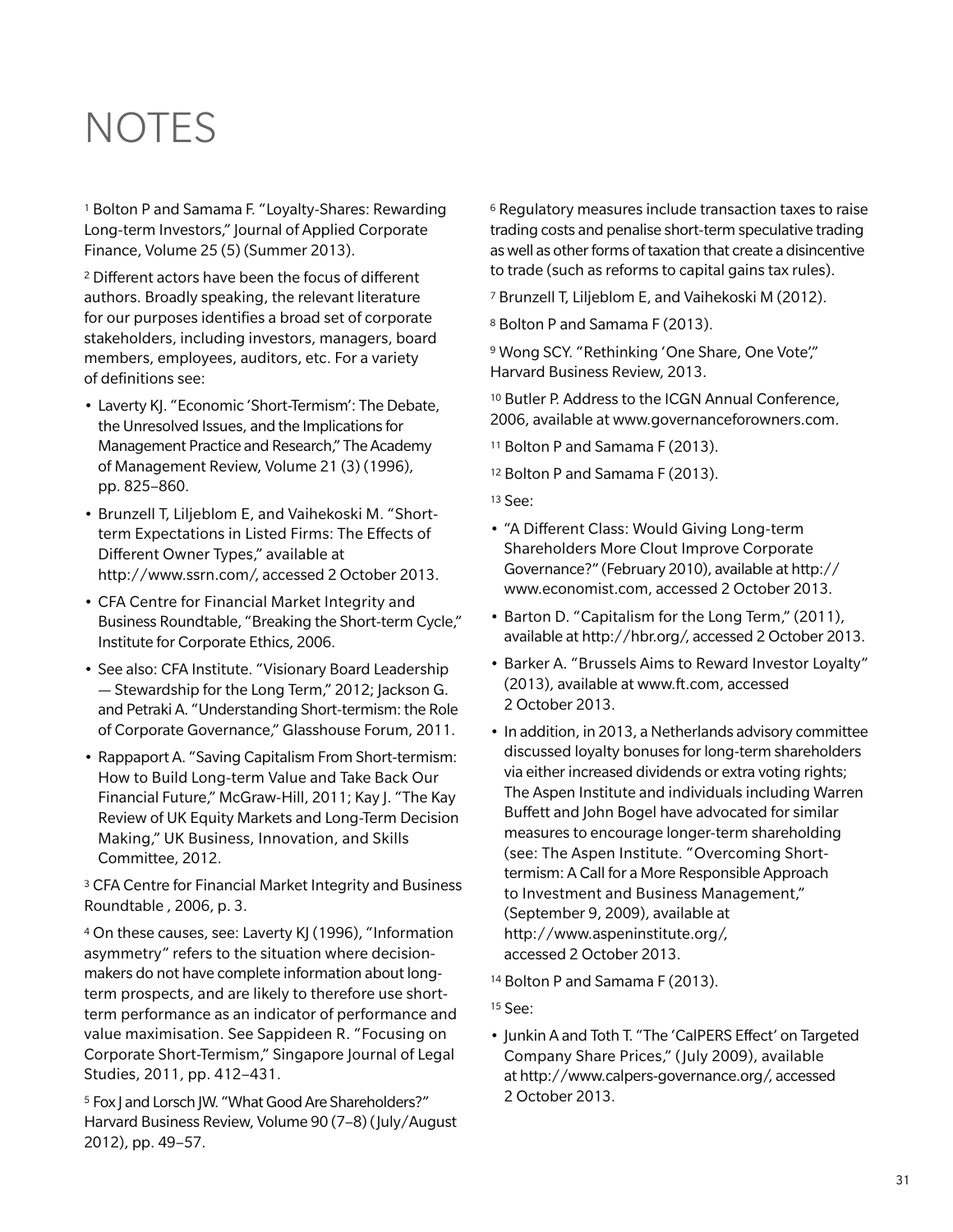# NOTES

[1] Bolton P and Samama F. "Loyalty-Shares: Rewarding Long-term Investors," Journal of Applied Corporate Finance, Volume 25 (5) (Summer 2013).

[2] Different actors have been the focus of different authors. Broadly speaking, the relevant literature for our purposes identifies a broad set of corporate stakeholders, including investors, managers, board members, employees, auditors, etc. For a variety of definitions see:

- Laverty KJ. "Economic 'Short-Termism': The Debate, the Unresolved Issues, and the Implications for Management Practice and Research," The Academy of Management Review, Volume 21 (3) (1996), pp. 825–860.
- Brunzell T, Liljeblom E, and Vaihekoski M. "Short-term Expectations in Listed Firms: The Effects of Different Owner Types," available at http://www.ssrn.com/, accessed 2 October 2013.
- CFA Centre for Financial Market Integrity and Business Roundtable, "Breaking the Short-term Cycle," Institute for Corporate Ethics, 2006.
- See also: CFA Institute. "Visionary Board Leadership — Stewardship for the Long Term," 2012; Jackson G. and Petraki A. "Understanding Short-termism: the Role of Corporate Governance," Glasshouse Forum, 2011.
- Rappaport A. "Saving Capitalism From Short-termism: How to Build Long-term Value and Take Back Our Financial Future," McGraw-Hill, 2011; Kay J. "The Kay Review of UK Equity Markets and Long-Term Decision Making," UK Business, Innovation, and Skills Committee, 2012.

[3] CFA Centre for Financial Market Integrity and Business Roundtable , 2006, p. 3.

[4] On these causes, see: Laverty KJ (1996), "Information asymmetry" refers to the situation where decision-makers do not have complete information about long-term prospects, and are likely to therefore use short-term performance as an indicator of performance and value maximisation. See Sappideen R. "Focusing on Corporate Short-Termism," Singapore Journal of Legal Studies, 2011, pp. 412–431.

[5] Fox J and Lorsch JW. "What Good Are Shareholders?" Harvard Business Review, Volume 90 (7–8) (July/August 2012), pp. 49–57.

[6] Regulatory measures include transaction taxes to raise trading costs and penalise short-term speculative trading as well as other forms of taxation that create a disincentive to trade (such as reforms to capital gains tax rules).

[7] Brunzell T, Liljeblom E, and Vaihekoski M (2012).

[8] Bolton P and Samama F (2013).

[9] Wong SCY. "Rethinking 'One Share, One Vote'," Harvard Business Review, 2013.

[10] Butler P. Address to the ICGN Annual Conference, 2006, available at www.governanceforowners.com.

[11] Bolton P and Samama F (2013).

[12] Bolton P and Samama F (2013).

[13] See:

- "A Different Class: Would Giving Long-term Shareholders More Clout Improve Corporate Governance?" (February 2010), available at http://www.economist.com, accessed 2 October 2013.
- Barton D. "Capitalism for the Long Term," (2011), available at http://hbr.org/, accessed 2 October 2013.
- Barker A. "Brussels Aims to Reward Investor Loyalty" (2013), available at www.ft.com, accessed 2 October 2013.
- In addition, in 2013, a Netherlands advisory committee discussed loyalty bonuses for long-term shareholders via either increased dividends or extra voting rights; The Aspen Institute and individuals including Warren Buffett and John Bogel have advocated for similar measures to encourage longer-term shareholding (see: The Aspen Institute. "Overcoming Short-termism: A Call for a More Responsible Approach to Investment and Business Management," (September 9, 2009), available at http://www.aspeninstitute.org/, accessed 2 October 2013.

[14] Bolton P and Samama F (2013).

[15] See:

- Junkin A and Toth T. "The 'CalPERS Effect' on Targeted Company Share Prices," (July 2009), available at http://www.calpers-governance.org/, accessed 2 October 2013.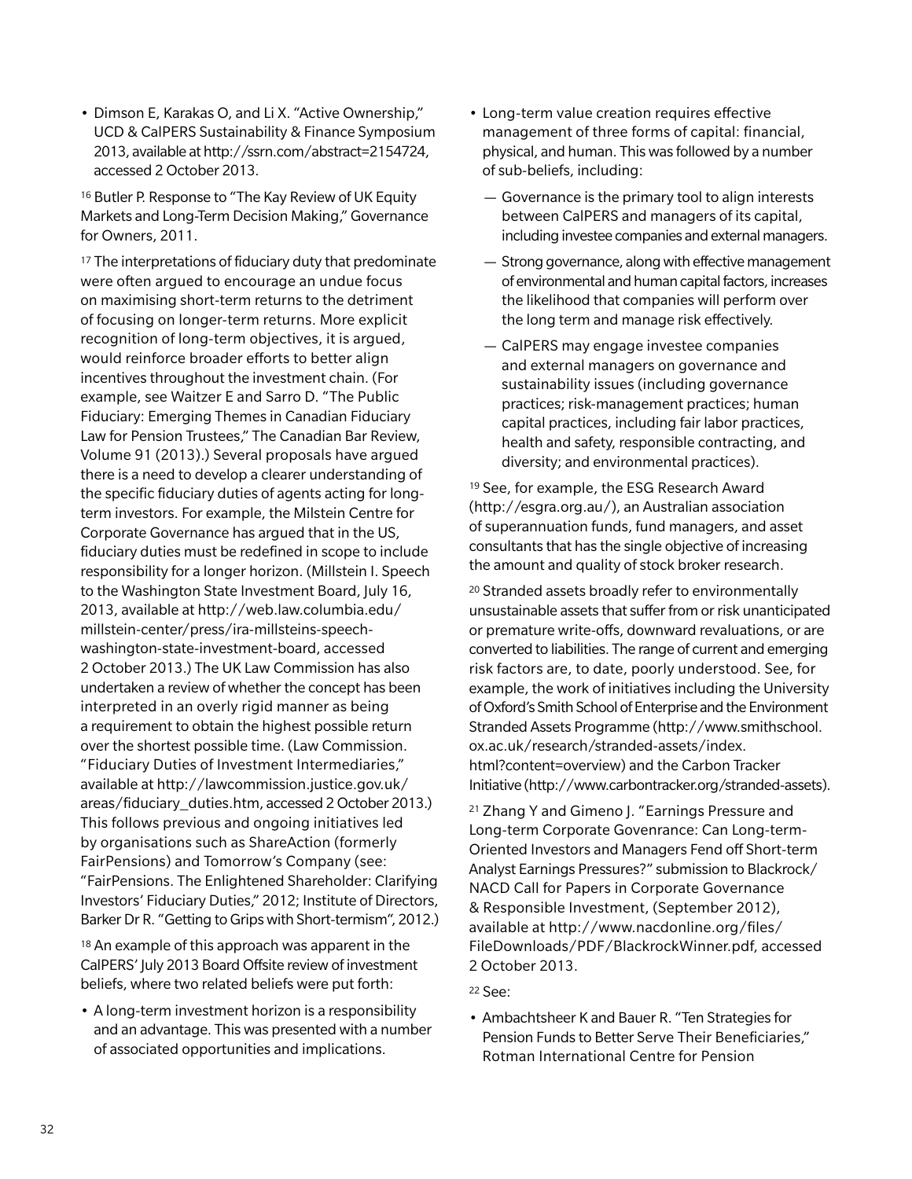- Dimson E, Karakas O, and Li X. "Active Ownership," UCD & CalPERS Sustainability & Finance Symposium 2013, available at http://ssrn.com/abstract=2154724, accessed 2 October 2013.

[16] Butler P. Response to "The Kay Review of UK Equity Markets and Long-Term Decision Making," Governance for Owners, 2011.

[17] The interpretations of fiduciary duty that predominate were often argued to encourage an undue focus on maximising short-term returns to the detriment of focusing on longer-term returns. More explicit recognition of long-term objectives, it is argued, would reinforce broader efforts to better align incentives throughout the investment chain. (For example, see Waitzer E and Sarro D. "The Public Fiduciary: Emerging Themes in Canadian Fiduciary Law for Pension Trustees," The Canadian Bar Review, Volume 91 (2013).) Several proposals have argued there is a need to develop a clearer understanding of the specific fiduciary duties of agents acting for long-term investors. For example, the Milstein Centre for Corporate Governance has argued that in the US, fiduciary duties must be redefined in scope to include responsibility for a longer horizon. (Millstein I. Speech to the Washington State Investment Board, July 16, 2013, available at http://web.law.columbia.edu/millstein-center/press/ira-millsteins-speech-washington-state-investment-board, accessed 2 October 2013.) The UK Law Commission has also undertaken a review of whether the concept has been interpreted in an overly rigid manner as being a requirement to obtain the highest possible return over the shortest possible time. (Law Commission. "Fiduciary Duties of Investment Intermediaries," available at http://lawcommission.justice.gov.uk/areas/fiduciary_duties.htm, accessed 2 October 2013.) This follows previous and ongoing initiatives led by organisations such as ShareAction (formerly FairPensions) and Tomorrow's Company (see: "FairPensions. The Enlightened Shareholder: Clarifying Investors' Fiduciary Duties," 2012; Institute of Directors, Barker Dr R. "Getting to Grips with Short-termism", 2012.)

[18] An example of this approach was apparent in the CalPERS' July 2013 Board Offsite review of investment beliefs, where two related beliefs were put forth:

- A long-term investment horizon is a responsibility and an advantage. This was presented with a number of associated opportunities and implications.
- Long-term value creation requires effective management of three forms of capital: financial, physical, and human. This was followed by a number of sub-beliefs, including:
  - Governance is the primary tool to align interests between CalPERS and managers of its capital, including investee companies and external managers.
  - Strong governance, along with effective management of environmental and human capital factors, increases the likelihood that companies will perform over the long term and manage risk effectively.
  - CalPERS may engage investee companies and external managers on governance and sustainability issues (including governance practices; risk-management practices; human capital practices, including fair labor practices, health and safety, responsible contracting, and diversity; and environmental practices).

[19] See, for example, the ESG Research Award (http://esgra.org.au/), an Australian association of superannuation funds, fund managers, and asset consultants that has the single objective of increasing the amount and quality of stock broker research.

[20] Stranded assets broadly refer to environmentally unsustainable assets that suffer from or risk unanticipated or premature write-offs, downward revaluations, or are converted to liabilities. The range of current and emerging risk factors are, to date, poorly understood. See, for example, the work of initiatives including the University of Oxford's Smith School of Enterprise and the Environment Stranded Assets Programme (http://www.smithschool.ox.ac.uk/research/stranded-assets/index.html?content=overview) and the Carbon Tracker Initiative (http://www.carbontracker.org/stranded-assets).

[21] Zhang Y and Gimeno J. "Earnings Pressure and Long-term Corporate Govenrance: Can Long-term-Oriented Investors and Managers Fend off Short-term Analyst Earnings Pressures?" submission to Blackrock/NACD Call for Papers in Corporate Governance & Responsible Investment, (September 2012), available at http://www.nacdonline.org/files/FileDownloads/PDF/BlackrockWinner.pdf, accessed 2 October 2013.

[22] See:

- Ambachtsheer K and Bauer R. "Ten Strategies for Pension Funds to Better Serve Their Beneficiaries," Rotman International Centre for Pension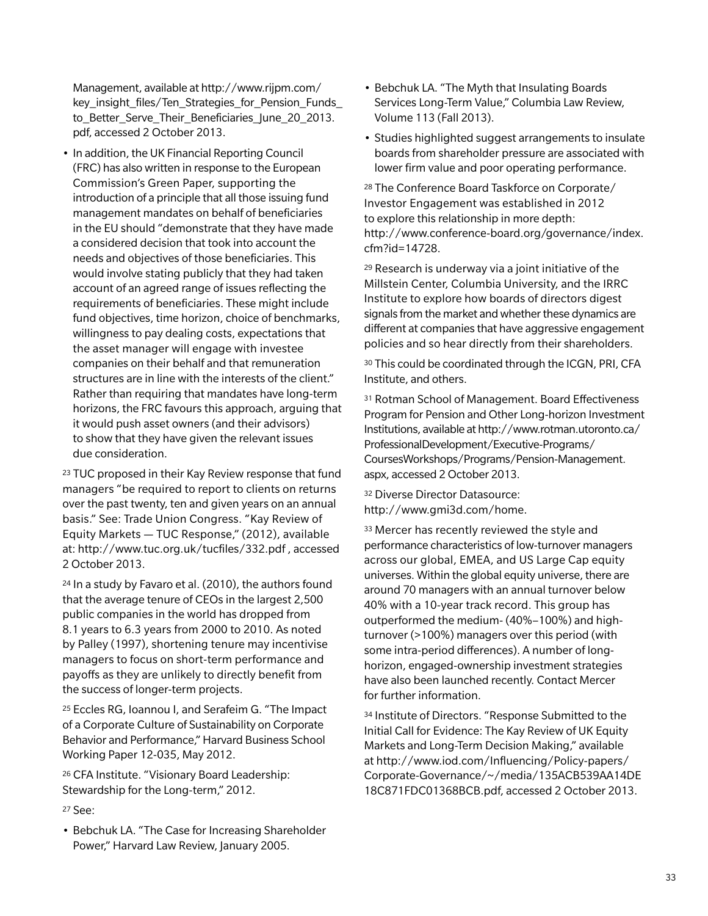Management, available at http://www.rijpm.com/key_insight_files/Ten_Strategies_for_Pension_Funds_to_Better_Serve_Their_Beneficiaries_June_20_2013.pdf, accessed 2 October 2013.

- In addition, the UK Financial Reporting Council (FRC) has also written in response to the European Commission's Green Paper, supporting the introduction of a principle that all those issuing fund management mandates on behalf of beneficiaries in the EU should "demonstrate that they have made a considered decision that took into account the needs and objectives of those beneficiaries. This would involve stating publicly that they had taken account of an agreed range of issues reflecting the requirements of beneficiaries. These might include fund objectives, time horizon, choice of benchmarks, willingness to pay dealing costs, expectations that the asset manager will engage with investee companies on their behalf and that remuneration structures are in line with the interests of the client." Rather than requiring that mandates have long-term horizons, the FRC favours this approach, arguing that it would push asset owners (and their advisors) to show that they have given the relevant issues due consideration.

[23] TUC proposed in their Kay Review response that fund managers "be required to report to clients on returns over the past twenty, ten and given years on an annual basis." See: Trade Union Congress. "Kay Review of Equity Markets — TUC Response," (2012), available at: http://www.tuc.org.uk/tucfiles/332.pdf , accessed 2 October 2013.

[24] In a study by Favaro et al. (2010), the authors found that the average tenure of CEOs in the largest 2,500 public companies in the world has dropped from 8.1 years to 6.3 years from 2000 to 2010. As noted by Palley (1997), shortening tenure may incentivise managers to focus on short-term performance and payoffs as they are unlikely to directly benefit from the success of longer-term projects.

[25] Eccles RG, Ioannou I, and Serafeim G. "The Impact of a Corporate Culture of Sustainability on Corporate Behavior and Performance," Harvard Business School Working Paper 12-035, May 2012.

[26] CFA Institute. "Visionary Board Leadership: Stewardship for the Long-term," 2012.

[27] See:

- Bebchuk LA. "The Case for Increasing Shareholder Power," Harvard Law Review, January 2005.
- Bebchuk LA. "The Myth that Insulating Boards Services Long-Term Value," Columbia Law Review, Volume 113 (Fall 2013).
- Studies highlighted suggest arrangements to insulate boards from shareholder pressure are associated with lower firm value and poor operating performance.

[28] The Conference Board Taskforce on Corporate/Investor Engagement was established in 2012 to explore this relationship in more depth: http://www.conference-board.org/governance/index.cfm?id=14728.

[29] Research is underway via a joint initiative of the Millstein Center, Columbia University, and the IRRC Institute to explore how boards of directors digest signals from the market and whether these dynamics are different at companies that have aggressive engagement policies and so hear directly from their shareholders.

[30] This could be coordinated through the ICGN, PRI, CFA Institute, and others.

[31] Rotman School of Management. Board Effectiveness Program for Pension and Other Long-horizon Investment Institutions, available at http://www.rotman.utoronto.ca/ProfessionalDevelopment/Executive-Programs/CoursesWorkshops/Programs/Pension-Management.aspx, accessed 2 October 2013.

[32] Diverse Director Datasource: http://www.gmi3d.com/home.

[33] Mercer has recently reviewed the style and performance characteristics of low-turnover managers across our global, EMEA, and US Large Cap equity universes. Within the global equity universe, there are around 70 managers with an annual turnover below 40% with a 10-year track record. This group has outperformed the medium- (40%–100%) and high-turnover (>100%) managers over this period (with some intra-period differences). A number of long-horizon, engaged-ownership investment strategies have also been launched recently. Contact Mercer for further information.

[34] Institute of Directors. "Response Submitted to the Initial Call for Evidence: The Kay Review of UK Equity Markets and Long-Term Decision Making," available at http://www.iod.com/Influencing/Policy-papers/Corporate-Governance/~/media/135ACB539AA14DE18C871FDC01368BCB.pdf, accessed 2 October 2013.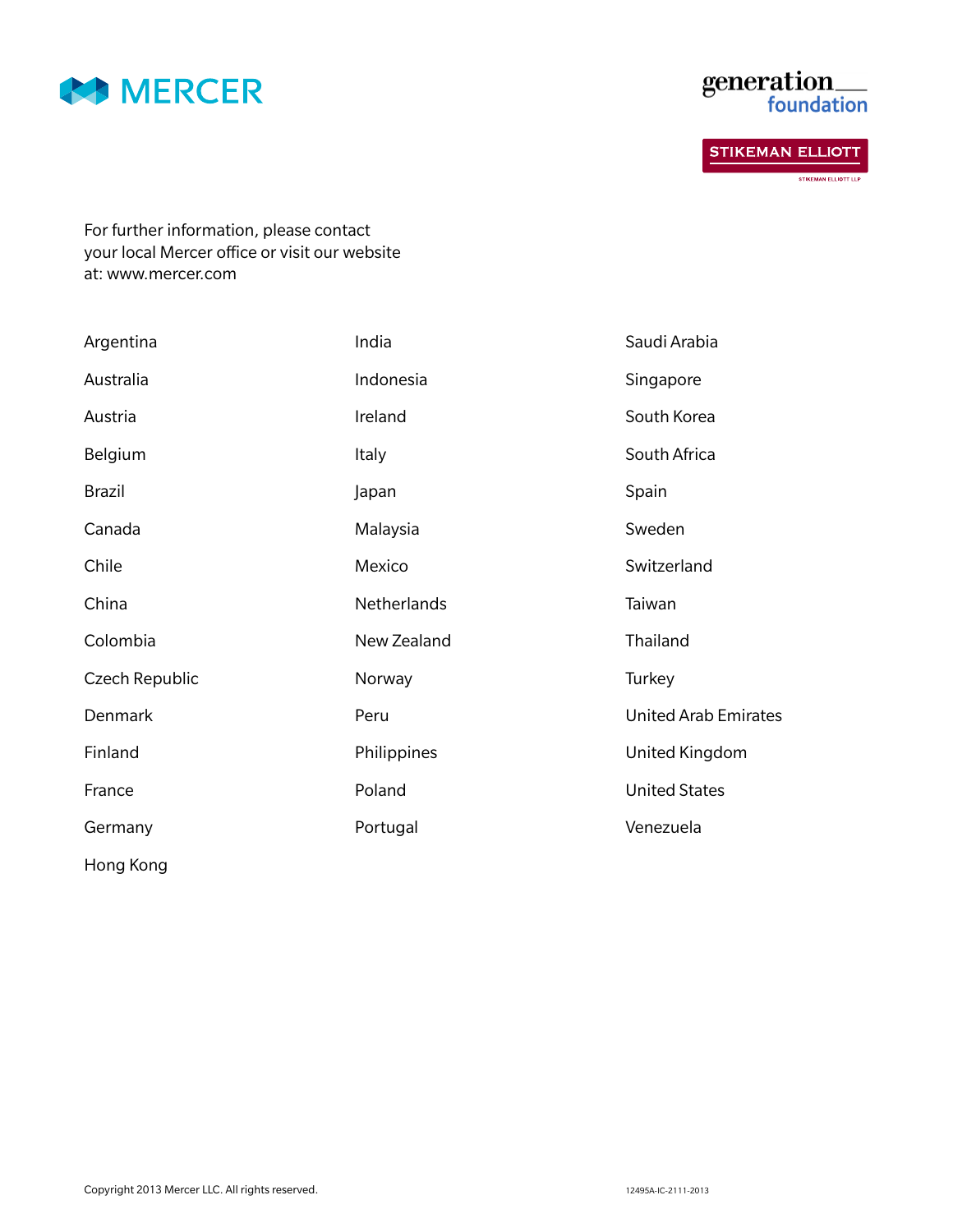MERCER

generation foundation

STIKEMAN ELLIOTT

For further information, please contact your local Mercer office or visit our website at: www.mercer.com

Argentina
Australia
Austria
Belgium
Brazil
Canada
Chile
China
Colombia
Czech Republic
Denmark
Finland
France
Germany
Hong Kong
India
Indonesia
Ireland
Italy
Japan
Malaysia
Mexico
Netherlands
New Zealand
Norway
Peru
Philippines
Poland
Portugal
Saudi Arabia
Singapore
South Korea
South Africa
Spain
Sweden
Switzerland
Taiwan
Thailand
Turkey
United Arab Emirates
United Kingdom
United States
Venezuela

Copyright 2013 Mercer LLC. All rights reserved.

12495A-IC-2111-2013